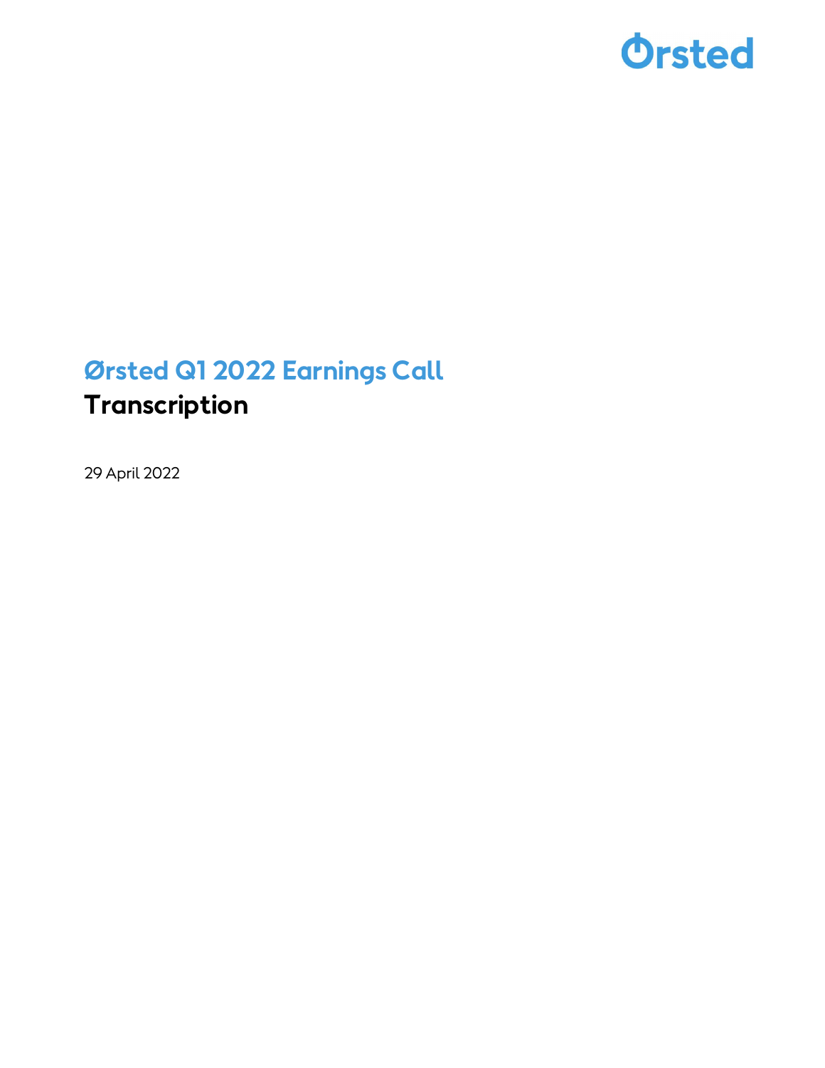Ørsted

# Ørsted Q1 2022 Earnings Call

## Transcription

29 April 2022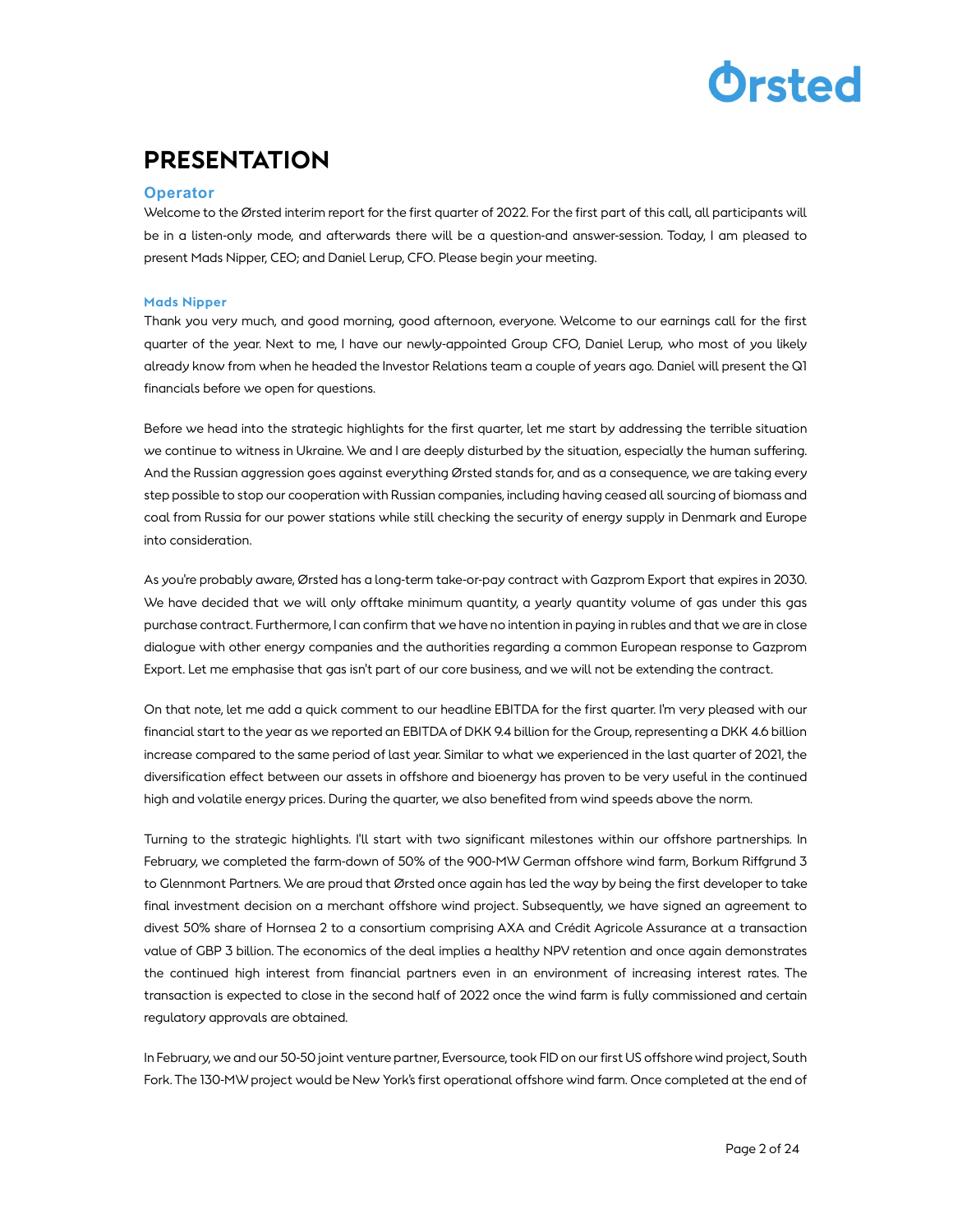# PRESENTATION

### Operator

Welcome to the Ørsted interim report for the first quarter of 2022. For the first part of this call, all participants will be in a listen-only mode, and afterwards there will be a question-and answer-session. Today, I am pleased to present Mads Nipper, CEO; and Daniel Lerup, CFO. Please begin your meeting.

#### Mads Nipper

Thank you very much, and good morning, good afternoon, everyone. Welcome to our earnings call for the first quarter of the year. Next to me, I have our newly-appointed Group CFO, Daniel Lerup, who most of you likely already know from when he headed the Investor Relations team a couple of years ago. Daniel will present the Q1 financials before we open for questions.

Before we head into the strategic highlights for the first quarter, let me start by addressing the terrible situation we continue to witness in Ukraine. We and I are deeply disturbed by the situation, especially the human suffering. And the Russian aggression goes against everything Ørsted stands for, and as a consequence, we are taking every step possible to stop our cooperation with Russian companies, including having ceased all sourcing of biomass and coal from Russia for our power stations while still checking the security of energy supply in Denmark and Europe into consideration.

As you're probably aware, Ørsted has a long-term take-or-pay contract with Gazprom Export that expires in 2030. We have decided that we will only offtake minimum quantity, a yearly quantity volume of gas under this gas purchase contract. Furthermore, I can confirm that we have no intention in paying in rubles and that we are in close dialogue with other energy companies and the authorities regarding a common European response to Gazprom Export. Let me emphasise that gas isn't part of our core business, and we will not be extending the contract.

On that note, let me add a quick comment to our headline EBITDA for the first quarter. I'm very pleased with our financial start to the year as we reported an EBITDA of DKK 9.4 billion for the Group, representing a DKK 4.6 billion increase compared to the same period of last year. Similar to what we experienced in the last quarter of 2021, the diversification effect between our assets in offshore and bioenergy has proven to be very useful in the continued high and volatile energy prices. During the quarter, we also benefited from wind speeds above the norm.

Turning to the strategic highlights. I'll start with two significant milestones within our offshore partnerships. In February, we completed the farm-down of 50% of the 900-MW German offshore wind farm, Borkum Riffgrund 3 to Glennmont Partners. We are proud that Ørsted once again has led the way by being the first developer to take final investment decision on a merchant offshore wind project. Subsequently, we have signed an agreement to divest 50% share of Hornsea 2 to a consortium comprising AXA and Crédit Agricole Assurance at a transaction value of GBP 3 billion. The economics of the deal implies a healthy NPV retention and once again demonstrates the continued high interest from financial partners even in an environment of increasing interest rates. The transaction is expected to close in the second half of 2022 once the wind farm is fully commissioned and certain regulatory approvals are obtained.

In February, we and our 50-50 joint venture partner, Eversource, took FID on our first US offshore wind project, South Fork. The 130-MW project would be New York's first operational offshore wind farm. Once completed at the end of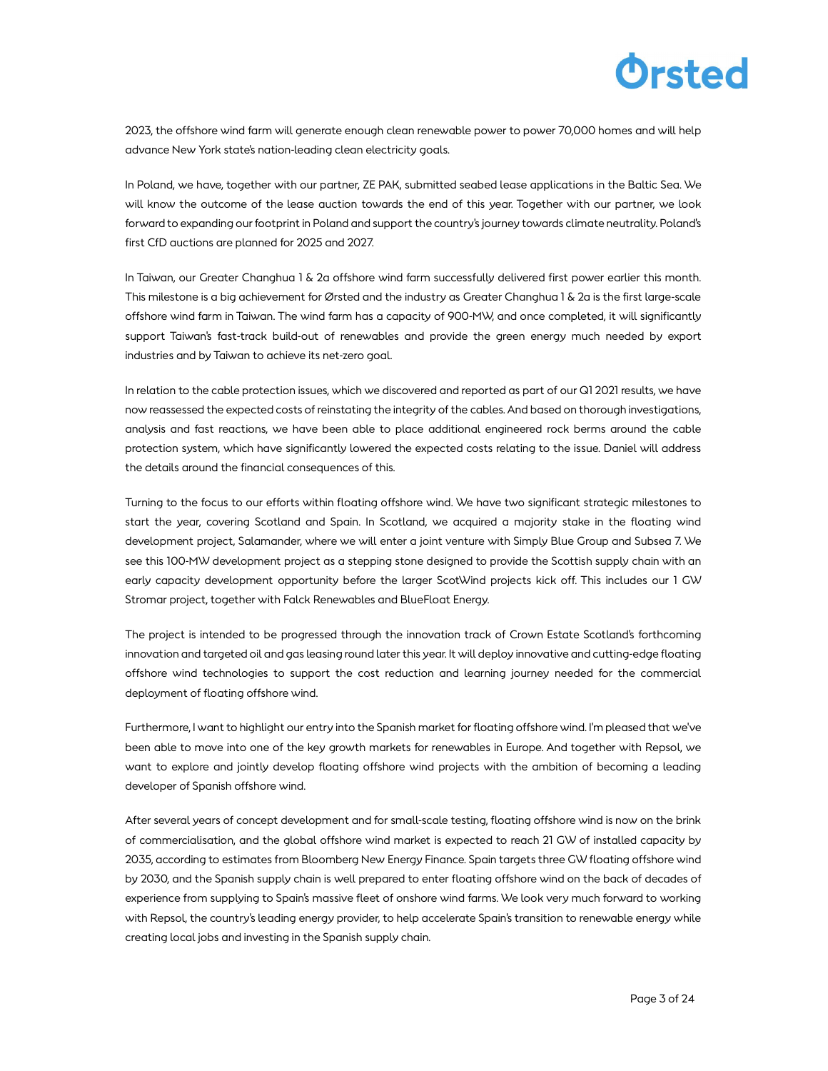2023, the offshore wind farm will generate enough clean renewable power to power 70,000 homes and will help advance New York state's nation-leading clean electricity goals.

In Poland, we have, together with our partner, ZE PAK, submitted seabed lease applications in the Baltic Sea. We will know the outcome of the lease auction towards the end of this year. Together with our partner, we look forward to expanding our footprint in Poland and support the country's journey towards climate neutrality. Poland's first CfD auctions are planned for 2025 and 2027.

In Taiwan, our Greater Changhua 1 & 2a offshore wind farm successfully delivered first power earlier this month. This milestone is a big achievement for Ørsted and the industry as Greater Changhua 1 & 2a is the first large-scale offshore wind farm in Taiwan. The wind farm has a capacity of 900-MW, and once completed, it will significantly support Taiwan's fast-track build-out of renewables and provide the green energy much needed by export industries and by Taiwan to achieve its net-zero goal.

In relation to the cable protection issues, which we discovered and reported as part of our Q1 2021 results, we have now reassessed the expected costs of reinstating the integrity of the cables. And based on thorough investigations, analysis and fast reactions, we have been able to place additional engineered rock berms around the cable protection system, which have significantly lowered the expected costs relating to the issue. Daniel will address the details around the financial consequences of this.

Turning to the focus to our efforts within floating offshore wind. We have two significant strategic milestones to start the year, covering Scotland and Spain. In Scotland, we acquired a majority stake in the floating wind development project, Salamander, where we will enter a joint venture with Simply Blue Group and Subsea 7. We see this 100-MW development project as a stepping stone designed to provide the Scottish supply chain with an early capacity development opportunity before the larger ScotWind projects kick off. This includes our 1 GW Stromar project, together with Falck Renewables and BlueFloat Energy.

The project is intended to be progressed through the innovation track of Crown Estate Scotland's forthcoming innovation and targeted oil and gas leasing round later this year. It will deploy innovative and cutting-edge floating offshore wind technologies to support the cost reduction and learning journey needed for the commercial deployment of floating offshore wind.

Furthermore, I want to highlight our entry into the Spanish market for floating offshore wind. I'm pleased that we've been able to move into one of the key growth markets for renewables in Europe. And together with Repsol, we want to explore and jointly develop floating offshore wind projects with the ambition of becoming a leading developer of Spanish offshore wind.

After several years of concept development and for small-scale testing, floating offshore wind is now on the brink of commercialisation, and the global offshore wind market is expected to reach 21 GW of installed capacity by 2035, according to estimates from Bloomberg New Energy Finance. Spain targets three GW floating offshore wind by 2030, and the Spanish supply chain is well prepared to enter floating offshore wind on the back of decades of experience from supplying to Spain's massive fleet of onshore wind farms. We look very much forward to working with Repsol, the country's leading energy provider, to help accelerate Spain's transition to renewable energy while creating local jobs and investing in the Spanish supply chain.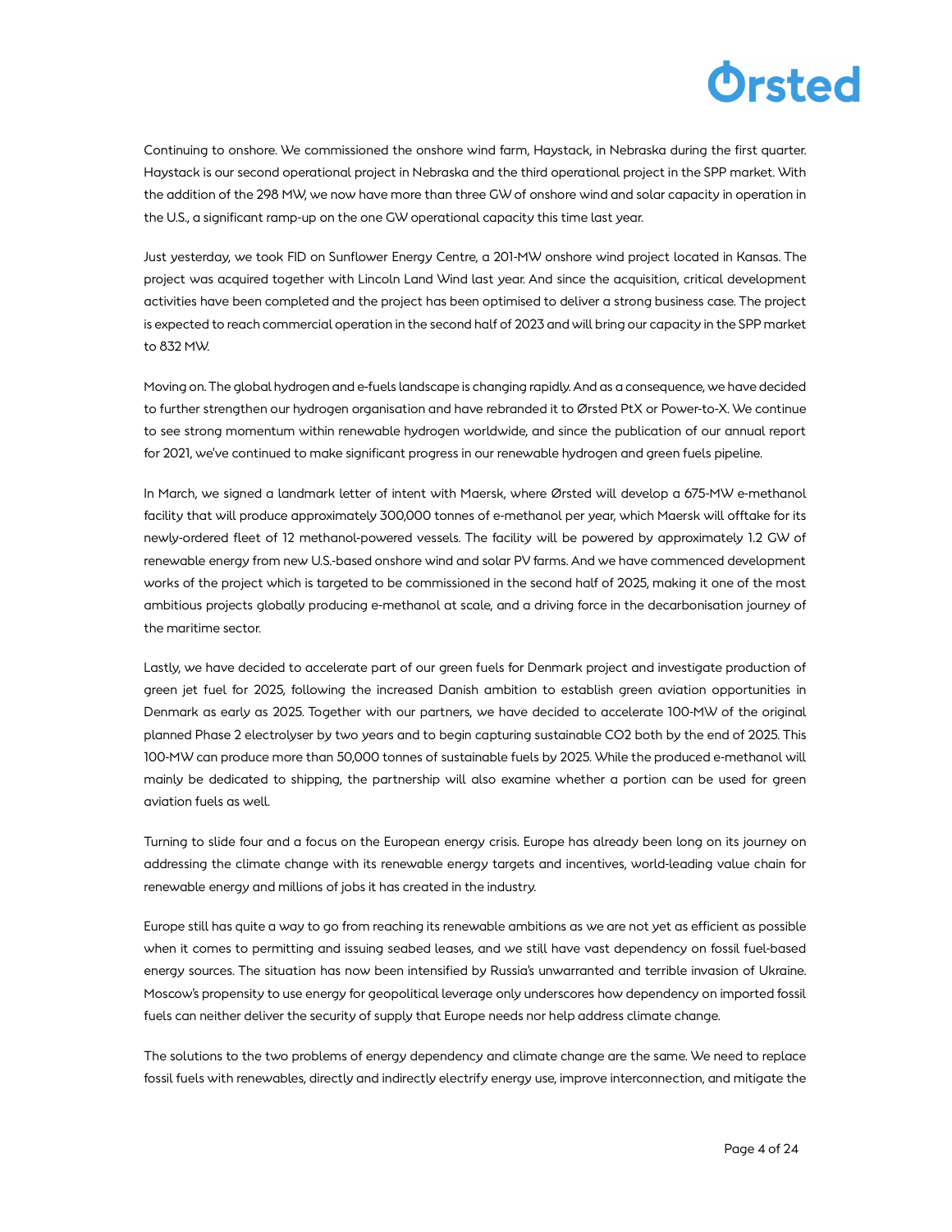Continuing to onshore. We commissioned the onshore wind farm, Haystack, in Nebraska during the first quarter. Haystack is our second operational project in Nebraska and the third operational project in the SPP market. With the addition of the 298 MW, we now have more than three GW of onshore wind and solar capacity in operation in the U.S., a significant ramp-up on the one GW operational capacity this time last year.

Just yesterday, we took FID on Sunflower Energy Centre, a 201-MW onshore wind project located in Kansas. The project was acquired together with Lincoln Land Wind last year. And since the acquisition, critical development activities have been completed and the project has been optimised to deliver a strong business case. The project is expected to reach commercial operation in the second half of 2023 and will bring our capacity in the SPP market to 832 MW.

Moving on. The global hydrogen and e-fuels landscape is changing rapidly. And as a consequence, we have decided to further strengthen our hydrogen organisation and have rebranded it to Ørsted PtX or Power-to-X. We continue to see strong momentum within renewable hydrogen worldwide, and since the publication of our annual report for 2021, we've continued to make significant progress in our renewable hydrogen and green fuels pipeline.

In March, we signed a landmark letter of intent with Maersk, where Ørsted will develop a 675-MW e-methanol facility that will produce approximately 300,000 tonnes of e-methanol per year, which Maersk will offtake for its newly-ordered fleet of 12 methanol-powered vessels. The facility will be powered by approximately 1.2 GW of renewable energy from new U.S.-based onshore wind and solar PV farms. And we have commenced development works of the project which is targeted to be commissioned in the second half of 2025, making it one of the most ambitious projects globally producing e-methanol at scale, and a driving force in the decarbonisation journey of the maritime sector.

Lastly, we have decided to accelerate part of our green fuels for Denmark project and investigate production of green jet fuel for 2025, following the increased Danish ambition to establish green aviation opportunities in Denmark as early as 2025. Together with our partners, we have decided to accelerate 100-MW of the original planned Phase 2 electrolyser by two years and to begin capturing sustainable CO2 both by the end of 2025. This 100-MW can produce more than 50,000 tonnes of sustainable fuels by 2025. While the produced e-methanol will mainly be dedicated to shipping, the partnership will also examine whether a portion can be used for green aviation fuels as well.

Turning to slide four and a focus on the European energy crisis. Europe has already been long on its journey on addressing the climate change with its renewable energy targets and incentives, world-leading value chain for renewable energy and millions of jobs it has created in the industry.

Europe still has quite a way to go from reaching its renewable ambitions as we are not yet as efficient as possible when it comes to permitting and issuing seabed leases, and we still have vast dependency on fossil fuel-based energy sources. The situation has now been intensified by Russia's unwarranted and terrible invasion of Ukraine. Moscow's propensity to use energy for geopolitical leverage only underscores how dependency on imported fossil fuels can neither deliver the security of supply that Europe needs nor help address climate change.

The solutions to the two problems of energy dependency and climate change are the same. We need to replace fossil fuels with renewables, directly and indirectly electrify energy use, improve interconnection, and mitigate the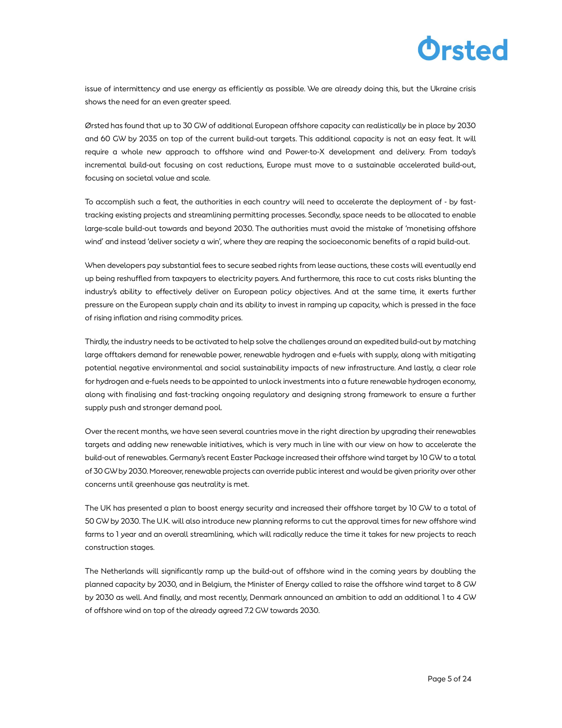issue of intermittency and use energy as efficiently as possible. We are already doing this, but the Ukraine crisis shows the need for an even greater speed.

Ørsted has found that up to 30 GW of additional European offshore capacity can realistically be in place by 2030 and 60 GW by 2035 on top of the current build-out targets. This additional capacity is not an easy feat. It will require a whole new approach to offshore wind and Power-to-X development and delivery. From today's incremental build-out focusing on cost reductions, Europe must move to a sustainable accelerated build-out, focusing on societal value and scale.

To accomplish such a feat, the authorities in each country will need to accelerate the deployment of - by fast-tracking existing projects and streamlining permitting processes. Secondly, space needs to be allocated to enable large-scale build-out towards and beyond 2030. The authorities must avoid the mistake of 'monetising offshore wind' and instead 'deliver society a win', where they are reaping the socioeconomic benefits of a rapid build-out.

When developers pay substantial fees to secure seabed rights from lease auctions, these costs will eventually end up being reshuffled from taxpayers to electricity payers. And furthermore, this race to cut costs risks blunting the industry's ability to effectively deliver on European policy objectives. And at the same time, it exerts further pressure on the European supply chain and its ability to invest in ramping up capacity, which is pressed in the face of rising inflation and rising commodity prices.

Thirdly, the industry needs to be activated to help solve the challenges around an expedited build-out by matching large offtakers demand for renewable power, renewable hydrogen and e-fuels with supply, along with mitigating potential negative environmental and social sustainability impacts of new infrastructure. And lastly, a clear role for hydrogen and e-fuels needs to be appointed to unlock investments into a future renewable hydrogen economy, along with finalising and fast-tracking ongoing regulatory and designing strong framework to ensure a further supply push and stronger demand pool.

Over the recent months, we have seen several countries move in the right direction by upgrading their renewables targets and adding new renewable initiatives, which is very much in line with our view on how to accelerate the build-out of renewables. Germany's recent Easter Package increased their offshore wind target by 10 GW to a total of 30 GW by 2030. Moreover, renewable projects can override public interest and would be given priority over other concerns until greenhouse gas neutrality is met.

The UK has presented a plan to boost energy security and increased their offshore target by 10 GW to a total of 50 GW by 2030. The U.K. will also introduce new planning reforms to cut the approval times for new offshore wind farms to 1 year and an overall streamlining, which will radically reduce the time it takes for new projects to reach construction stages.

The Netherlands will significantly ramp up the build-out of offshore wind in the coming years by doubling the planned capacity by 2030, and in Belgium, the Minister of Energy called to raise the offshore wind target to 8 GW by 2030 as well. And finally, and most recently, Denmark announced an ambition to add an additional 1 to 4 GW of offshore wind on top of the already agreed 7.2 GW towards 2030.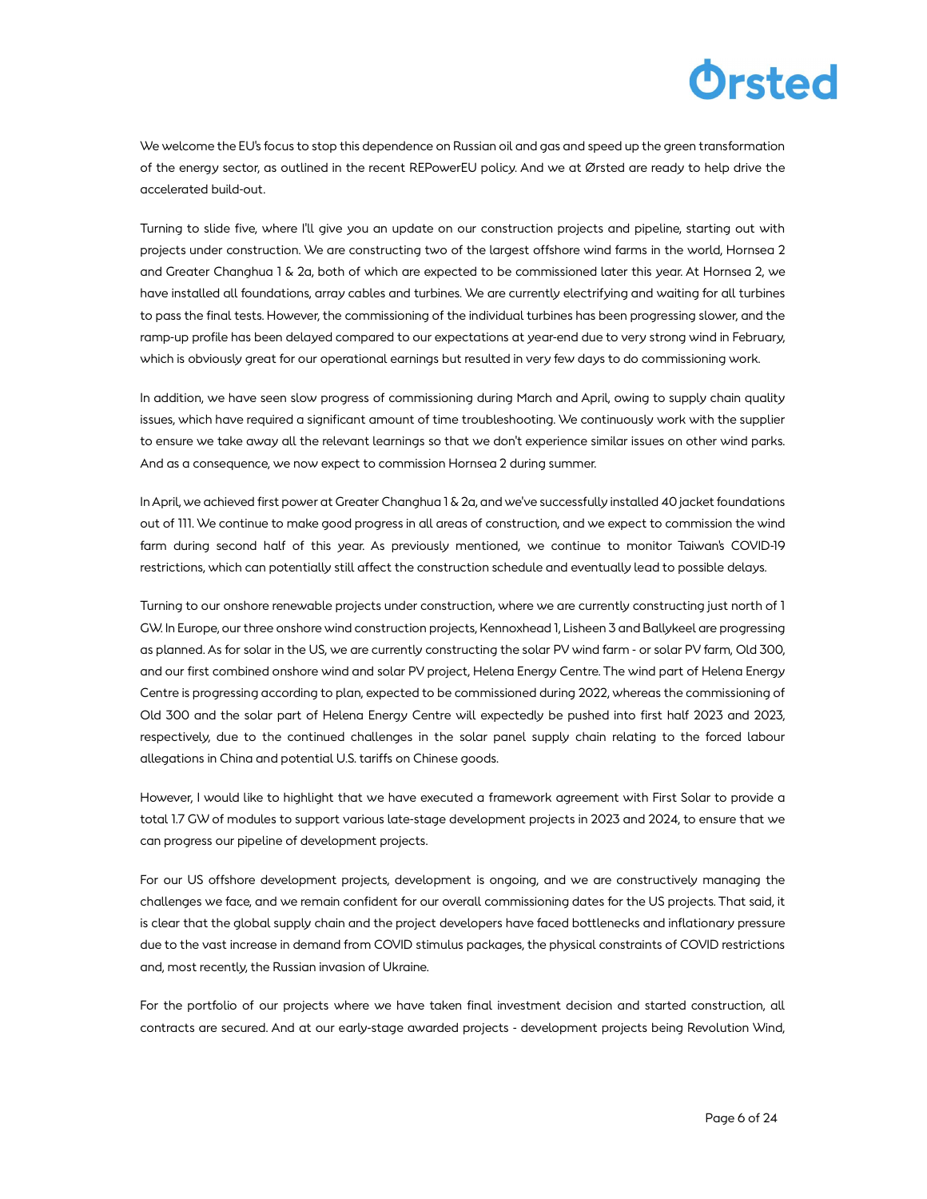We welcome the EU's focus to stop this dependence on Russian oil and gas and speed up the green transformation of the energy sector, as outlined in the recent REPowerEU policy. And we at Ørsted are ready to help drive the accelerated build-out.

Turning to slide five, where I'll give you an update on our construction projects and pipeline, starting out with projects under construction. We are constructing two of the largest offshore wind farms in the world, Hornsea 2 and Greater Changhua 1 & 2a, both of which are expected to be commissioned later this year. At Hornsea 2, we have installed all foundations, array cables and turbines. We are currently electrifying and waiting for all turbines to pass the final tests. However, the commissioning of the individual turbines has been progressing slower, and the ramp-up profile has been delayed compared to our expectations at year-end due to very strong wind in February, which is obviously great for our operational earnings but resulted in very few days to do commissioning work.

In addition, we have seen slow progress of commissioning during March and April, owing to supply chain quality issues, which have required a significant amount of time troubleshooting. We continuously work with the supplier to ensure we take away all the relevant learnings so that we don't experience similar issues on other wind parks. And as a consequence, we now expect to commission Hornsea 2 during summer.

In April, we achieved first power at Greater Changhua 1 & 2a, and we've successfully installed 40 jacket foundations out of 111. We continue to make good progress in all areas of construction, and we expect to commission the wind farm during second half of this year. As previously mentioned, we continue to monitor Taiwan's COVID-19 restrictions, which can potentially still affect the construction schedule and eventually lead to possible delays.

Turning to our onshore renewable projects under construction, where we are currently constructing just north of 1 GW. In Europe, our three onshore wind construction projects, Kennoxhead 1, Lisheen 3 and Ballykeel are progressing as planned. As for solar in the US, we are currently constructing the solar PV wind farm - or solar PV farm, Old 300, and our first combined onshore wind and solar PV project, Helena Energy Centre. The wind part of Helena Energy Centre is progressing according to plan, expected to be commissioned during 2022, whereas the commissioning of Old 300 and the solar part of Helena Energy Centre will expectedly be pushed into first half 2023 and 2023, respectively, due to the continued challenges in the solar panel supply chain relating to the forced labour allegations in China and potential U.S. tariffs on Chinese goods.

However, I would like to highlight that we have executed a framework agreement with First Solar to provide a total 1.7 GW of modules to support various late-stage development projects in 2023 and 2024, to ensure that we can progress our pipeline of development projects.

For our US offshore development projects, development is ongoing, and we are constructively managing the challenges we face, and we remain confident for our overall commissioning dates for the US projects. That said, it is clear that the global supply chain and the project developers have faced bottlenecks and inflationary pressure due to the vast increase in demand from COVID stimulus packages, the physical constraints of COVID restrictions and, most recently, the Russian invasion of Ukraine.

For the portfolio of our projects where we have taken final investment decision and started construction, all contracts are secured. And at our early-stage awarded projects - development projects being Revolution Wind,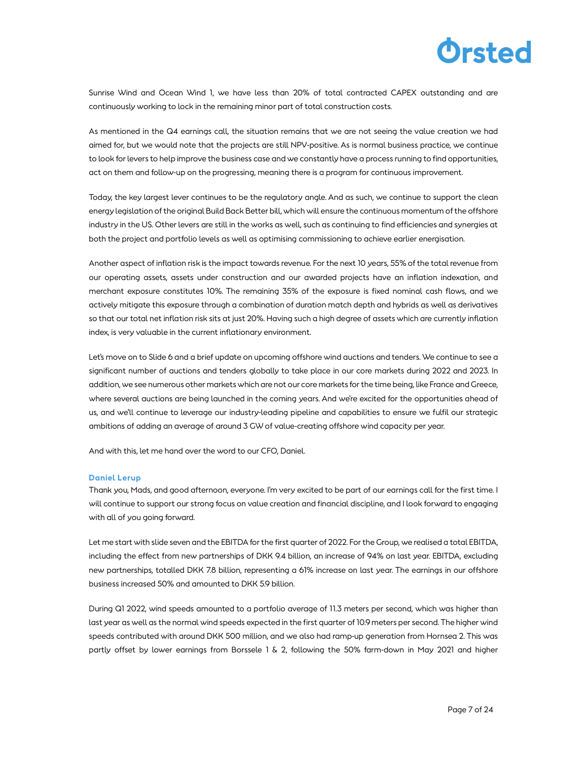Sunrise Wind and Ocean Wind 1, we have less than 20% of total contracted CAPEX outstanding and are continuously working to lock in the remaining minor part of total construction costs.

As mentioned in the Q4 earnings call, the situation remains that we are not seeing the value creation we had aimed for, but we would note that the projects are still NPV-positive. As is normal business practice, we continue to look for levers to help improve the business case and we constantly have a process running to find opportunities, act on them and follow-up on the progressing, meaning there is a program for continuous improvement.

Today, the key largest lever continues to be the regulatory angle. And as such, we continue to support the clean energy legislation of the original Build Back Better bill, which will ensure the continuous momentum of the offshore industry in the US. Other levers are still in the works as well, such as continuing to find efficiencies and synergies at both the project and portfolio levels as well as optimising commissioning to achieve earlier energisation.

Another aspect of inflation risk is the impact towards revenue. For the next 10 years, 55% of the total revenue from our operating assets, assets under construction and our awarded projects have an inflation indexation, and merchant exposure constitutes 10%. The remaining 35% of the exposure is fixed nominal cash flows, and we actively mitigate this exposure through a combination of duration match depth and hybrids as well as derivatives so that our total net inflation risk sits at just 20%. Having such a high degree of assets which are currently inflation index, is very valuable in the current inflationary environment.

Let's move on to Slide 6 and a brief update on upcoming offshore wind auctions and tenders. We continue to see a significant number of auctions and tenders globally to take place in our core markets during 2022 and 2023. In addition, we see numerous other markets which are not our core markets for the time being, like France and Greece, where several auctions are being launched in the coming years. And we're excited for the opportunities ahead of us, and we'll continue to leverage our industry-leading pipeline and capabilities to ensure we fulfil our strategic ambitions of adding an average of around 3 GW of value-creating offshore wind capacity per year.

And with this, let me hand over the word to our CFO, Daniel.

**Daniel Lerup**

Thank you, Mads, and good afternoon, everyone. I'm very excited to be part of our earnings call for the first time. I will continue to support our strong focus on value creation and financial discipline, and I look forward to engaging with all of you going forward.

Let me start with slide seven and the EBITDA for the first quarter of 2022. For the Group, we realised a total EBITDA, including the effect from new partnerships of DKK 9.4 billion, an increase of 94% on last year. EBITDA, excluding new partnerships, totalled DKK 7.8 billion, representing a 61% increase on last year. The earnings in our offshore business increased 50% and amounted to DKK 5.9 billion.

During Q1 2022, wind speeds amounted to a portfolio average of 11.3 meters per second, which was higher than last year as well as the normal wind speeds expected in the first quarter of 10.9 meters per second. The higher wind speeds contributed with around DKK 500 million, and we also had ramp-up generation from Hornsea 2. This was partly offset by lower earnings from Borssele 1 & 2, following the 50% farm-down in May 2021 and higher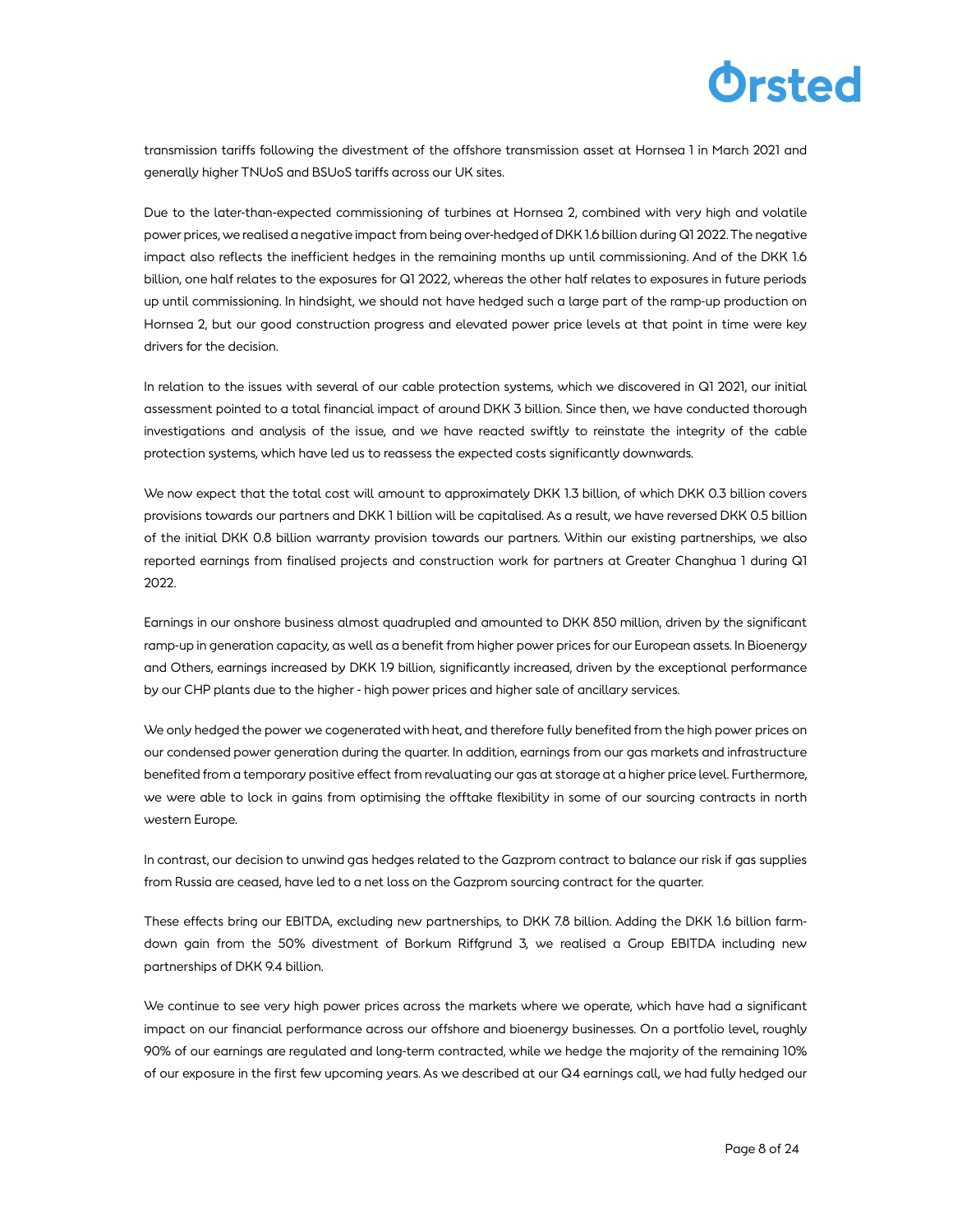transmission tariffs following the divestment of the offshore transmission asset at Hornsea 1 in March 2021 and generally higher TNUoS and BSUoS tariffs across our UK sites.

Due to the later-than-expected commissioning of turbines at Hornsea 2, combined with very high and volatile power prices, we realised a negative impact from being over-hedged of DKK 1.6 billion during Q1 2022. The negative impact also reflects the inefficient hedges in the remaining months up until commissioning. And of the DKK 1.6 billion, one half relates to the exposures for Q1 2022, whereas the other half relates to exposures in future periods up until commissioning. In hindsight, we should not have hedged such a large part of the ramp-up production on Hornsea 2, but our good construction progress and elevated power price levels at that point in time were key drivers for the decision.

In relation to the issues with several of our cable protection systems, which we discovered in Q1 2021, our initial assessment pointed to a total financial impact of around DKK 3 billion. Since then, we have conducted thorough investigations and analysis of the issue, and we have reacted swiftly to reinstate the integrity of the cable protection systems, which have led us to reassess the expected costs significantly downwards.

We now expect that the total cost will amount to approximately DKK 1.3 billion, of which DKK 0.3 billion covers provisions towards our partners and DKK 1 billion will be capitalised. As a result, we have reversed DKK 0.5 billion of the initial DKK 0.8 billion warranty provision towards our partners. Within our existing partnerships, we also reported earnings from finalised projects and construction work for partners at Greater Changhua 1 during Q1 2022.

Earnings in our onshore business almost quadrupled and amounted to DKK 850 million, driven by the significant ramp-up in generation capacity, as well as a benefit from higher power prices for our European assets. In Bioenergy and Others, earnings increased by DKK 1.9 billion, significantly increased, driven by the exceptional performance by our CHP plants due to the higher - high power prices and higher sale of ancillary services.

We only hedged the power we cogenerated with heat, and therefore fully benefited from the high power prices on our condensed power generation during the quarter. In addition, earnings from our gas markets and infrastructure benefited from a temporary positive effect from revaluating our gas at storage at a higher price level. Furthermore, we were able to lock in gains from optimising the offtake flexibility in some of our sourcing contracts in north western Europe.

In contrast, our decision to unwind gas hedges related to the Gazprom contract to balance our risk if gas supplies from Russia are ceased, have led to a net loss on the Gazprom sourcing contract for the quarter.

These effects bring our EBITDA, excluding new partnerships, to DKK 7.8 billion. Adding the DKK 1.6 billion farm-down gain from the 50% divestment of Borkum Riffgrund 3, we realised a Group EBITDA including new partnerships of DKK 9.4 billion.

We continue to see very high power prices across the markets where we operate, which have had a significant impact on our financial performance across our offshore and bioenergy businesses. On a portfolio level, roughly 90% of our earnings are regulated and long-term contracted, while we hedge the majority of the remaining 10% of our exposure in the first few upcoming years. As we described at our Q4 earnings call, we had fully hedged our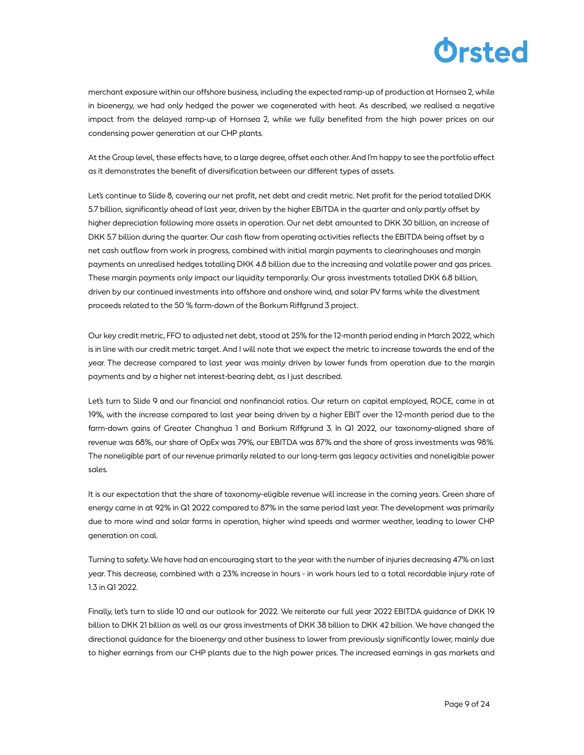merchant exposure within our offshore business, including the expected ramp-up of production at Hornsea 2, while in bioenergy, we had only hedged the power we cogenerated with heat. As described, we realised a negative impact from the delayed ramp-up of Hornsea 2, while we fully benefited from the high power prices on our condensing power generation at our CHP plants.

At the Group level, these effects have, to a large degree, offset each other. And I'm happy to see the portfolio effect as it demonstrates the benefit of diversification between our different types of assets.

Let's continue to Slide 8, covering our net profit, net debt and credit metric. Net profit for the period totalled DKK 5.7 billion, significantly ahead of last year, driven by the higher EBITDA in the quarter and only partly offset by higher depreciation following more assets in operation. Our net debt amounted to DKK 30 billion, an increase of DKK 5.7 billion during the quarter. Our cash flow from operating activities reflects the EBITDA being offset by a net cash outflow from work in progress, combined with initial margin payments to clearinghouses and margin payments on unrealised hedges totalling DKK 4.8 billion due to the increasing and volatile power and gas prices. These margin payments only impact our liquidity temporarily. Our gross investments totalled DKK 6.8 billion, driven by our continued investments into offshore and onshore wind, and solar PV farms while the divestment proceeds related to the 50 % farm-down of the Borkum Riffgrund 3 project.

Our key credit metric, FFO to adjusted net debt, stood at 25% for the 12-month period ending in March 2022, which is in line with our credit metric target. And I will note that we expect the metric to increase towards the end of the year. The decrease compared to last year was mainly driven by lower funds from operation due to the margin payments and by a higher net interest-bearing debt, as I just described.

Let's turn to Slide 9 and our financial and nonfinancial ratios. Our return on capital employed, ROCE, came in at 19%, with the increase compared to last year being driven by a higher EBIT over the 12-month period due to the farm-down gains of Greater Changhua 1 and Borkum Riffgrund 3. In Q1 2022, our taxonomy-aligned share of revenue was 68%, our share of OpEx was 79%, our EBITDA was 87% and the share of gross investments was 98%. The noneligible part of our revenue primarily related to our long-term gas legacy activities and noneligible power sales.

It is our expectation that the share of taxonomy-eligible revenue will increase in the coming years. Green share of energy came in at 92% in Q1 2022 compared to 87% in the same period last year. The development was primarily due to more wind and solar farms in operation, higher wind speeds and warmer weather, leading to lower CHP generation on coal.

Turning to safety. We have had an encouraging start to the year with the number of injuries decreasing 47% on last year. This decrease, combined with a 23% increase in hours - in work hours led to a total recordable injury rate of 1.3 in Q1 2022.

Finally, let's turn to slide 10 and our outlook for 2022. We reiterate our full year 2022 EBITDA guidance of DKK 19 billion to DKK 21 billion as well as our gross investments of DKK 38 billion to DKK 42 billion. We have changed the directional guidance for the bioenergy and other business to lower from previously significantly lower, mainly due to higher earnings from our CHP plants due to the high power prices. The increased earnings in gas markets and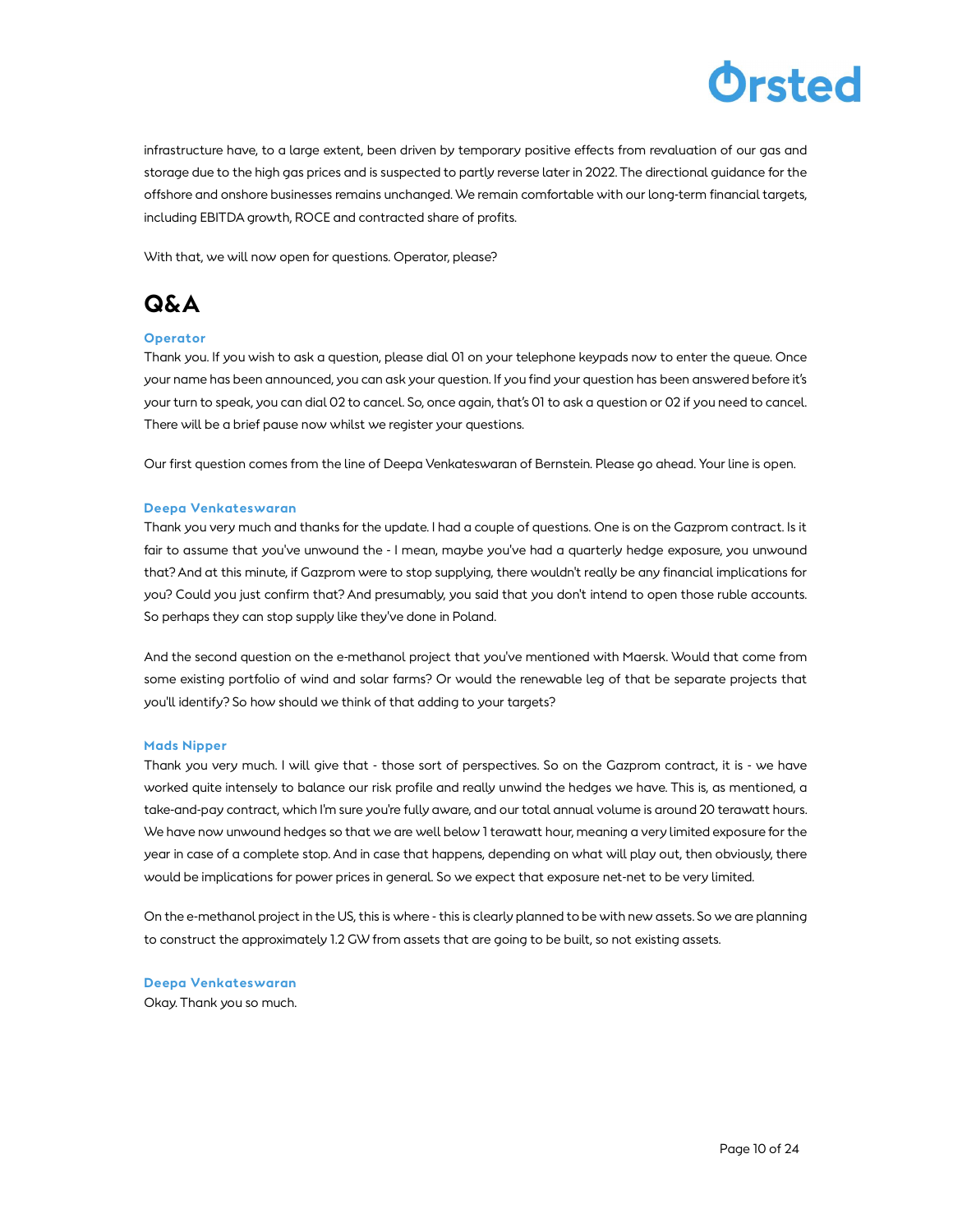infrastructure have, to a large extent, been driven by temporary positive effects from revaluation of our gas and storage due to the high gas prices and is suspected to partly reverse later in 2022. The directional guidance for the offshore and onshore businesses remains unchanged. We remain comfortable with our long-term financial targets, including EBITDA growth, ROCE and contracted share of profits.

With that, we will now open for questions. Operator, please?

## Q&A

**Operator**
Thank you. If you wish to ask a question, please dial 01 on your telephone keypads now to enter the queue. Once your name has been announced, you can ask your question. If you find your question has been answered before it's your turn to speak, you can dial 02 to cancel. So, once again, that's 01 to ask a question or 02 if you need to cancel. There will be a brief pause now whilst we register your questions.

Our first question comes from the line of Deepa Venkateswaran of Bernstein. Please go ahead. Your line is open.

**Deepa Venkateswaran**
Thank you very much and thanks for the update. I had a couple of questions. One is on the Gazprom contract. Is it fair to assume that you've unwound the - I mean, maybe you've had a quarterly hedge exposure, you unwound that? And at this minute, if Gazprom were to stop supplying, there wouldn't really be any financial implications for you? Could you just confirm that? And presumably, you said that you don't intend to open those ruble accounts. So perhaps they can stop supply like they've done in Poland.

And the second question on the e-methanol project that you've mentioned with Maersk. Would that come from some existing portfolio of wind and solar farms? Or would the renewable leg of that be separate projects that you'll identify? So how should we think of that adding to your targets?

**Mads Nipper**
Thank you very much. I will give that - those sort of perspectives. So on the Gazprom contract, it is - we have worked quite intensely to balance our risk profile and really unwind the hedges we have. This is, as mentioned, a take-and-pay contract, which I'm sure you're fully aware, and our total annual volume is around 20 terawatt hours. We have now unwound hedges so that we are well below 1 terawatt hour, meaning a very limited exposure for the year in case of a complete stop. And in case that happens, depending on what will play out, then obviously, there would be implications for power prices in general. So we expect that exposure net-net to be very limited.

On the e-methanol project in the US, this is where - this is clearly planned to be with new assets. So we are planning to construct the approximately 1.2 GW from assets that are going to be built, so not existing assets.

**Deepa Venkateswaran**
Okay. Thank you so much.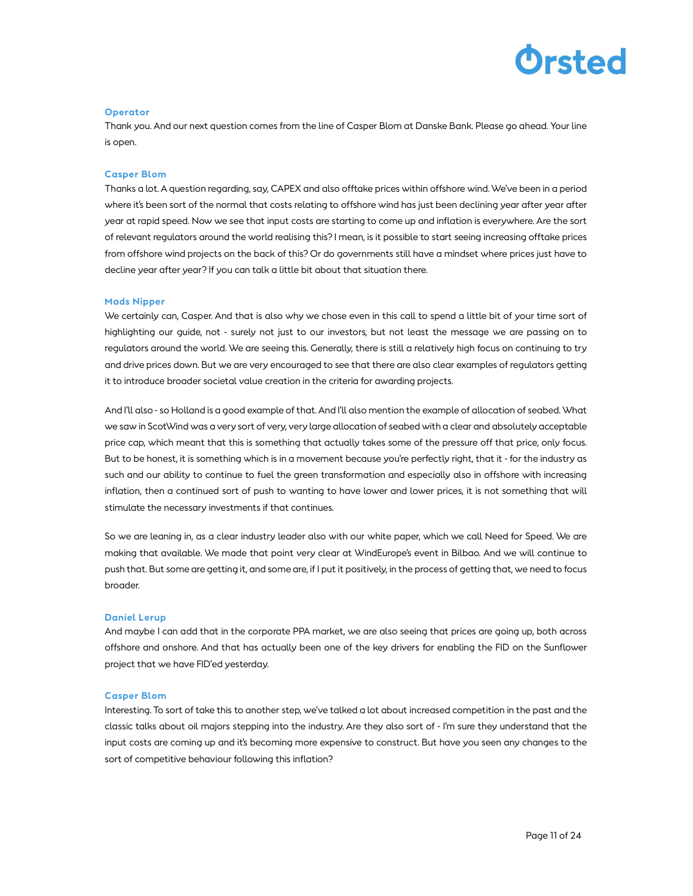**Operator**

Thank you. And our next question comes from the line of Casper Blom at Danske Bank. Please go ahead. Your line is open.

**Casper Blom**

Thanks a lot. A question regarding, say, CAPEX and also offtake prices within offshore wind. We've been in a period where it's been sort of the normal that costs relating to offshore wind has just been declining year after year at rapid speed. Now we see that input costs are starting to come up and inflation is everywhere. Are the sort of relevant regulators around the world realising this? I mean, is it possible to start seeing increasing offtake prices from offshore wind projects on the back of this? Or do governments still have a mindset where prices just have to decline year after year? If you can talk a little bit about that situation there.

**Mads Nipper**

We certainly can, Casper. And that is also why we chose even in this call to spend a little bit of your time sort of highlighting our guide, not - surely not just to our investors, but not least the message we are passing on to regulators around the world. We are seeing this. Generally, there is still a relatively high focus on continuing to try and drive prices down. But we are very encouraged to see that there are also clear examples of regulators getting it to introduce broader societal value creation in the criteria for awarding projects.

And I'll also - so Holland is a good example of that. And I'll also mention the example of allocation of seabed. What we saw in ScotWind was a very sort of very, very large allocation of seabed with a clear and absolutely acceptable price cap, which meant that this is something that actually takes some of the pressure off that price, only focus. But to be honest, it is something which is in a movement because you're perfectly right, that it - for the industry as such and our ability to continue to fuel the green transformation and especially also in offshore with increasing inflation, then a continued sort of push to wanting to have lower and lower prices, it is not something that will stimulate the necessary investments if that continues.

So we are leaning in, as a clear industry leader also with our white paper, which we call Need for Speed. We are making that available. We made that point very clear at WindEurope's event in Bilbao. And we will continue to push that. But some are getting it, and some are, if I put it positively, in the process of getting that, we need to focus broader.

**Daniel Lerup**

And maybe I can add that in the corporate PPA market, we are also seeing that prices are going up, both across offshore and onshore. And that has actually been one of the key drivers for enabling the FID on the Sunflower project that we have FID'ed yesterday.

**Casper Blom**

Interesting. To sort of take this to another step, we've talked a lot about increased competition in the past and the classic talks about oil majors stepping into the industry. Are they also sort of - I'm sure they understand that the input costs are coming up and it's becoming more expensive to construct. But have you seen any changes to the sort of competitive behaviour following this inflation?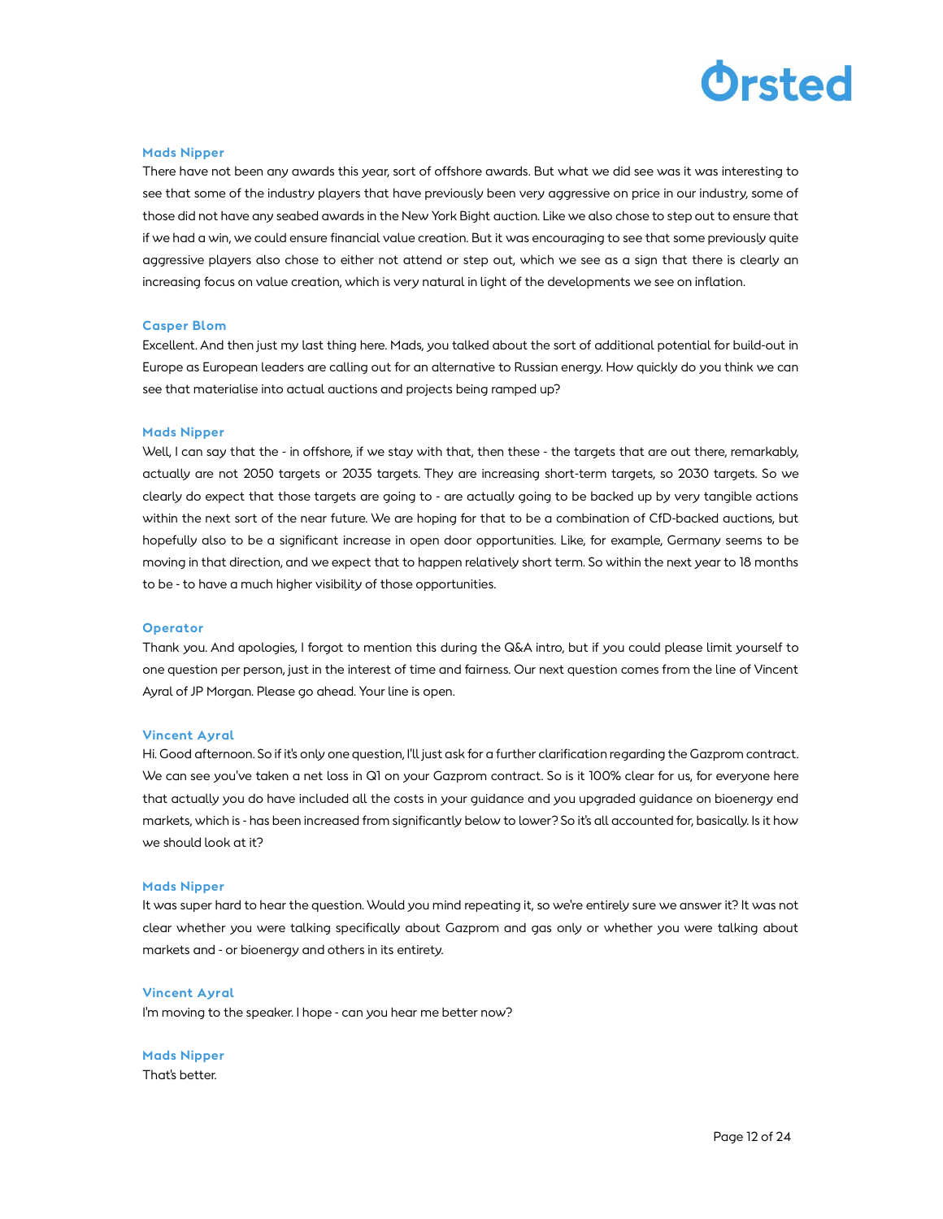**Mads Nipper**

There have not been any awards this year, sort of offshore awards. But what we did see was it was interesting to see that some of the industry players that have previously been very aggressive on price in our industry, some of those did not have any seabed awards in the New York Bight auction. Like we also chose to step out to ensure that if we had a win, we could ensure financial value creation. But it was encouraging to see that some previously quite aggressive players also chose to either not attend or step out, which we see as a sign that there is clearly an increasing focus on value creation, which is very natural in light of the developments we see on inflation.

**Casper Blom**

Excellent. And then just my last thing here. Mads, you talked about the sort of additional potential for build-out in Europe as European leaders are calling out for an alternative to Russian energy. How quickly do you think we can see that materialise into actual auctions and projects being ramped up?

**Mads Nipper**

Well, I can say that the - in offshore, if we stay with that, then these - the targets that are out there, remarkably, actually are not 2050 targets or 2035 targets. They are increasing short-term targets, so 2030 targets. So we clearly do expect that those targets are going to - are actually going to be backed up by very tangible actions within the next sort of the near future. We are hoping for that to be a combination of CfD-backed auctions, but hopefully also to be a significant increase in open door opportunities. Like, for example, Germany seems to be moving in that direction, and we expect that to happen relatively short term. So within the next year to 18 months to be - to have a much higher visibility of those opportunities.

**Operator**

Thank you. And apologies, I forgot to mention this during the Q&A intro, but if you could please limit yourself to one question per person, just in the interest of time and fairness. Our next question comes from the line of Vincent Ayral of JP Morgan. Please go ahead. Your line is open.

**Vincent Ayral**

Hi. Good afternoon. So if it's only one question, I'll just ask for a further clarification regarding the Gazprom contract. We can see you've taken a net loss in Q1 on your Gazprom contract. So is it 100% clear for us, for everyone here that actually you do have included all the costs in your guidance and you upgraded guidance on bioenergy end markets, which is - has been increased from significantly below to lower? So it's all accounted for, basically. Is it how we should look at it?

**Mads Nipper**

It was super hard to hear the question. Would you mind repeating it, so we're entirely sure we answer it? It was not clear whether you were talking specifically about Gazprom and gas only or whether you were talking about markets and - or bioenergy and others in its entirety.

**Vincent Ayral**

I'm moving to the speaker. I hope - can you hear me better now?

**Mads Nipper**

That's better.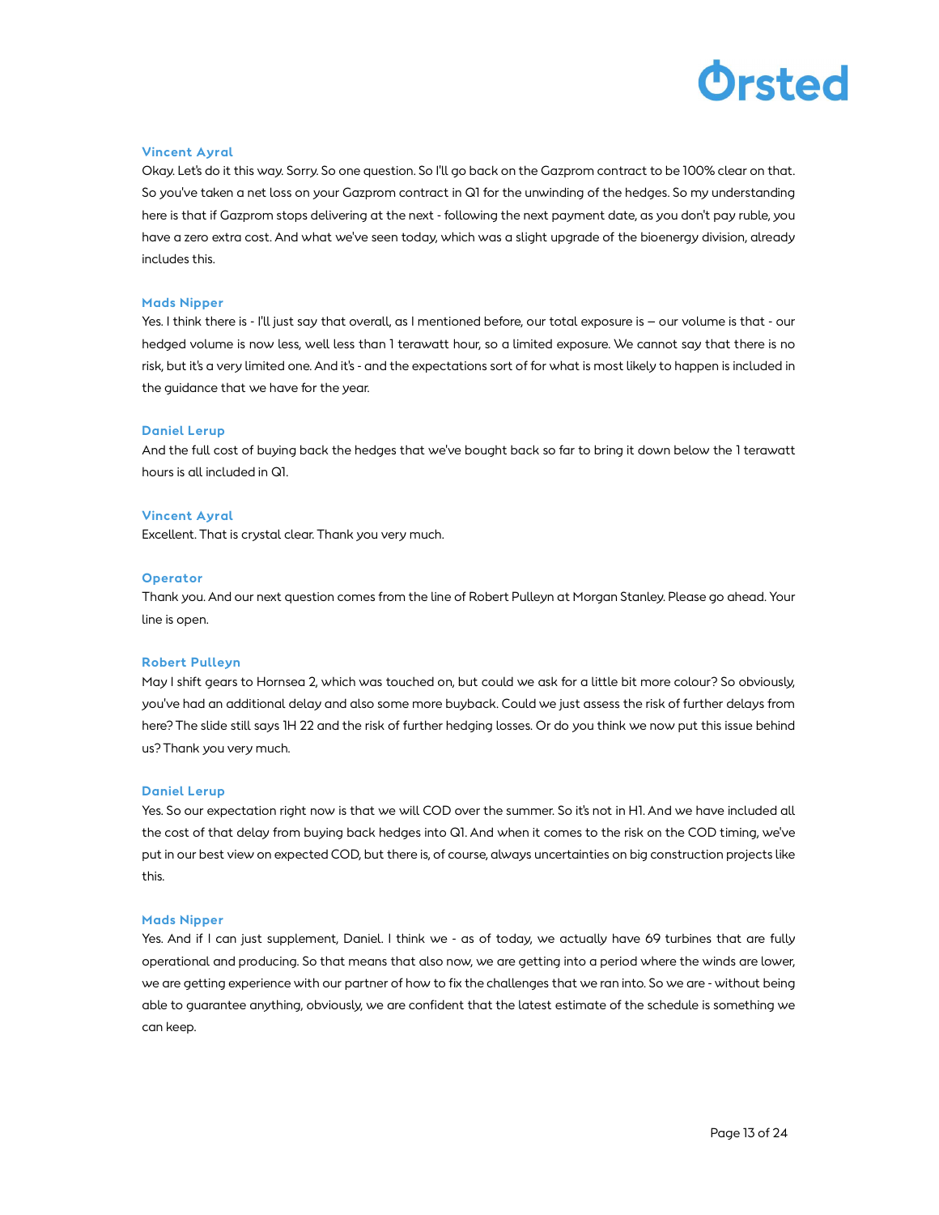**Vincent Ayral**

Okay. Let's do it this way. Sorry. So one question. So I'll go back on the Gazprom contract to be 100% clear on that. So you've taken a net loss on your Gazprom contract in Q1 for the unwinding of the hedges. So my understanding here is that if Gazprom stops delivering at the next - following the next payment date, as you don't pay ruble, you have a zero extra cost. And what we've seen today, which was a slight upgrade of the bioenergy division, already includes this.

**Mads Nipper**

Yes. I think there is - I'll just say that overall, as I mentioned before, our total exposure is – our volume is that - our hedged volume is now less, well less than 1 terawatt hour, so a limited exposure. We cannot say that there is no risk, but it's a very limited one. And it's - and the expectations sort of for what is most likely to happen is included in the guidance that we have for the year.

**Daniel Lerup**

And the full cost of buying back the hedges that we've bought back so far to bring it down below the 1 terawatt hours is all included in Q1.

**Vincent Ayral**

Excellent. That is crystal clear. Thank you very much.

**Operator**

Thank you. And our next question comes from the line of Robert Pulleyn at Morgan Stanley. Please go ahead. Your line is open.

**Robert Pulleyn**

May I shift gears to Hornsea 2, which was touched on, but could we ask for a little bit more colour? So obviously, you've had an additional delay and also some more buyback. Could we just assess the risk of further delays from here? The slide still says 1H 22 and the risk of further hedging losses. Or do you think we now put this issue behind us? Thank you very much.

**Daniel Lerup**

Yes. So our expectation right now is that we will COD over the summer. So it's not in H1. And we have included all the cost of that delay from buying back hedges into Q1. And when it comes to the risk on the COD timing, we've put in our best view on expected COD, but there is, of course, always uncertainties on big construction projects like this.

**Mads Nipper**

Yes. And if I can just supplement, Daniel. I think we - as of today, we actually have 69 turbines that are fully operational and producing. So that means that also now, we are getting into a period where the winds are lower, we are getting experience with our partner of how to fix the challenges that we ran into. So we are - without being able to guarantee anything, obviously, we are confident that the latest estimate of the schedule is something we can keep.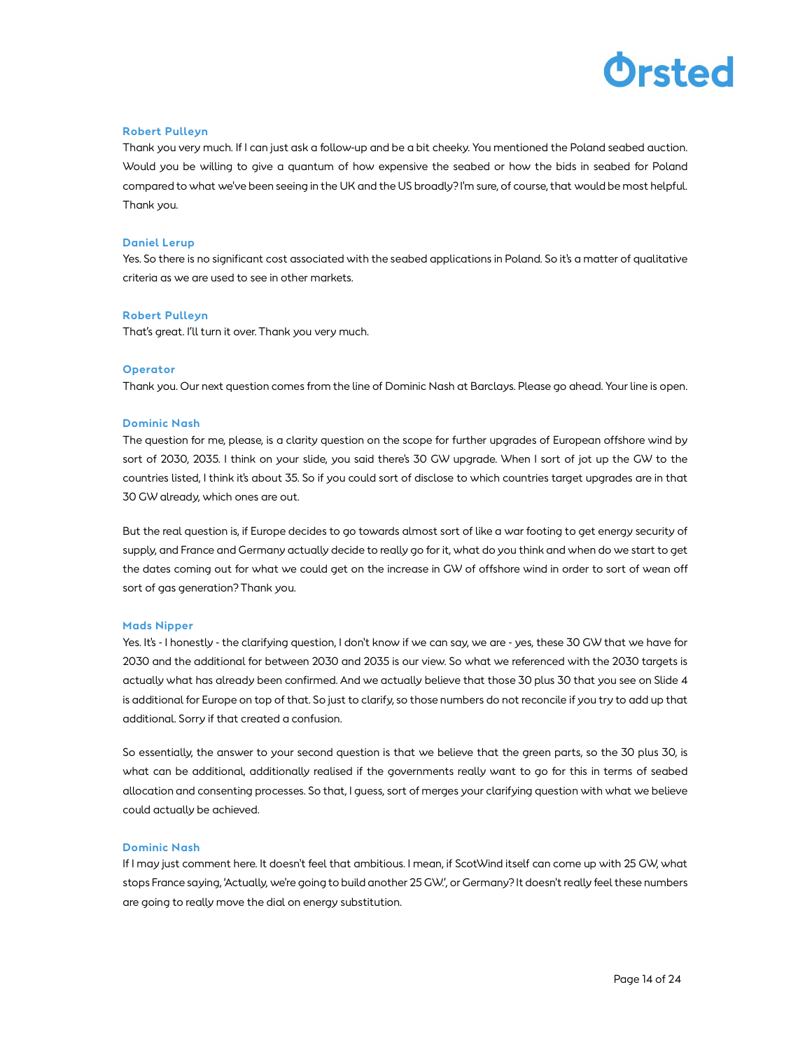**Robert Pulleyn**

Thank you very much. If I can just ask a follow-up and be a bit cheeky. You mentioned the Poland seabed auction. Would you be willing to give a quantum of how expensive the seabed or how the bids in seabed for Poland compared to what we've been seeing in the UK and the US broadly? I'm sure, of course, that would be most helpful. Thank you.

**Daniel Lerup**

Yes. So there is no significant cost associated with the seabed applications in Poland. So it's a matter of qualitative criteria as we are used to see in other markets.

**Robert Pulleyn**

That's great. I'll turn it over. Thank you very much.

**Operator**

Thank you. Our next question comes from the line of Dominic Nash at Barclays. Please go ahead. Your line is open.

**Dominic Nash**

The question for me, please, is a clarity question on the scope for further upgrades of European offshore wind by sort of 2030, 2035. I think on your slide, you said there's 30 GW upgrade. When I sort of jot up the GW to the countries listed, I think it's about 35. So if you could sort of disclose to which countries target upgrades are in that 30 GW already, which ones are out.

But the real question is, if Europe decides to go towards almost sort of like a war footing to get energy security of supply, and France and Germany actually decide to really go for it, what do you think and when do we start to get the dates coming out for what we could get on the increase in GW of offshore wind in order to sort of wean off sort of gas generation? Thank you.

**Mads Nipper**

Yes. It's - I honestly - the clarifying question, I don't know if we can say, we are - yes, these 30 GW that we have for 2030 and the additional for between 2030 and 2035 is our view. So what we referenced with the 2030 targets is actually what has already been confirmed. And we actually believe that those 30 plus 30 that you see on Slide 4 is additional for Europe on top of that. So just to clarify, so those numbers do not reconcile if you try to add up that additional. Sorry if that created a confusion.

So essentially, the answer to your second question is that we believe that the green parts, so the 30 plus 30, is what can be additional, additionally realised if the governments really want to go for this in terms of seabed allocation and consenting processes. So that, I guess, sort of merges your clarifying question with what we believe could actually be achieved.

**Dominic Nash**

If I may just comment here. It doesn't feel that ambitious. I mean, if ScotWind itself can come up with 25 GW, what stops France saying, 'Actually, we're going to build another 25 GW.', or Germany? It doesn't really feel these numbers are going to really move the dial on energy substitution.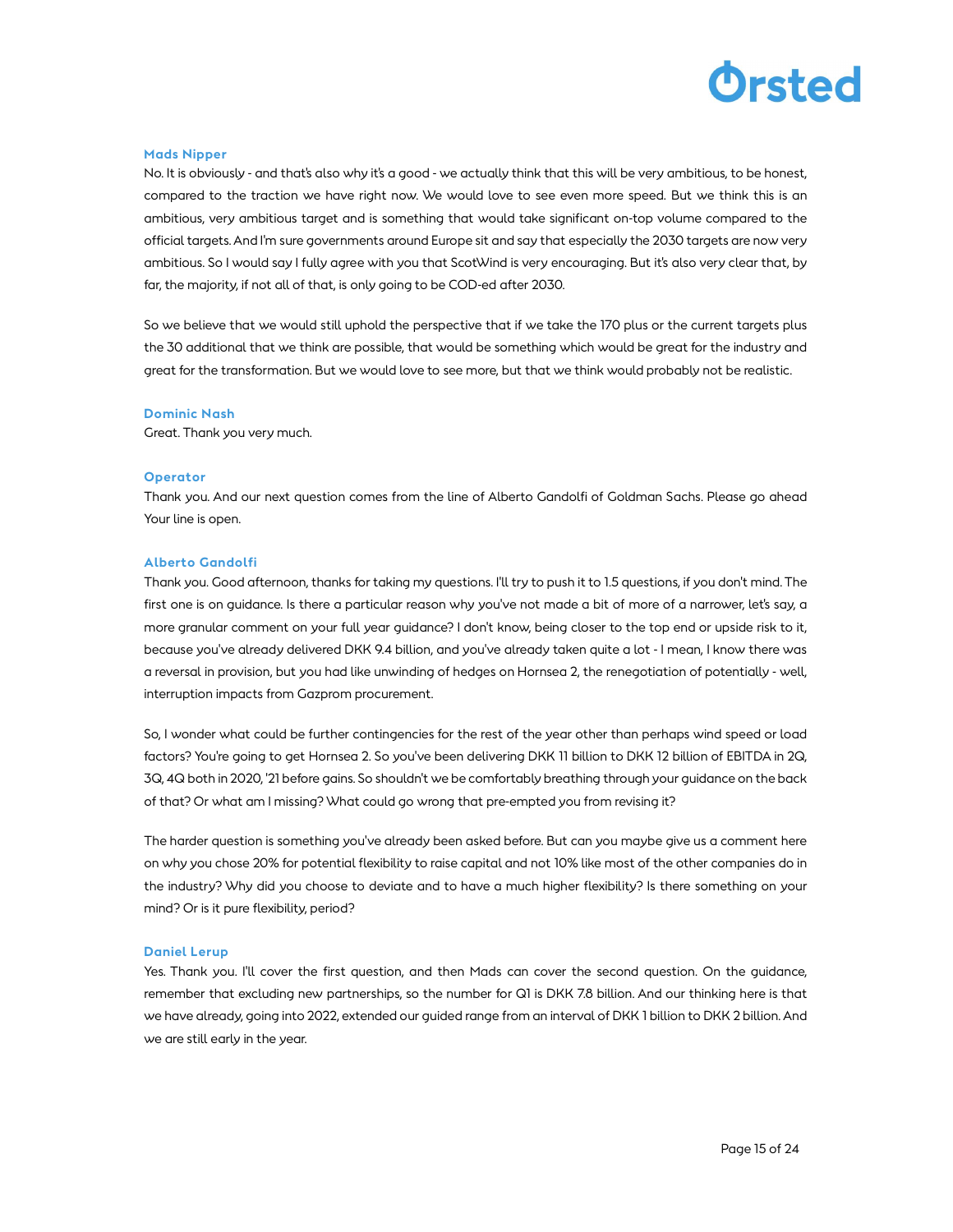**Mads Nipper**

No. It is obviously - and that's also why it's a good - we actually think that this will be very ambitious, to be honest, compared to the traction we have right now. We would love to see even more speed. But we think this is an ambitious, very ambitious target and is something that would take significant on-top volume compared to the official targets. And I'm sure governments around Europe sit and say that especially the 2030 targets are now very ambitious. So I would say I fully agree with you that ScotWind is very encouraging. But it's also very clear that, by far, the majority, if not all of that, is only going to be COD-ed after 2030.

So we believe that we would still uphold the perspective that if we take the 170 plus or the current targets plus the 30 additional that we think are possible, that would be something which would be great for the industry and great for the transformation. But we would love to see more, but that we think would probably not be realistic.

**Dominic Nash**

Great. Thank you very much.

**Operator**

Thank you. And our next question comes from the line of Alberto Gandolfi of Goldman Sachs. Please go ahead Your line is open.

**Alberto Gandolfi**

Thank you. Good afternoon, thanks for taking my questions. I'll try to push it to 1.5 questions, if you don't mind. The first one is on guidance. Is there a particular reason why you've not made a bit of more of a narrower, let's say, a more granular comment on your full year guidance? I don't know, being closer to the top end or upside risk to it, because you've already delivered DKK 9.4 billion, and you've already taken quite a lot - I mean, I know there was a reversal in provision, but you had like unwinding of hedges on Hornsea 2, the renegotiation of potentially - well, interruption impacts from Gazprom procurement.

So, I wonder what could be further contingencies for the rest of the year other than perhaps wind speed or load factors? You're going to get Hornsea 2. So you've been delivering DKK 11 billion to DKK 12 billion of EBITDA in 2Q, 3Q, 4Q both in 2020, '21 before gains. So shouldn't we be comfortably breathing through your guidance on the back of that? Or what am I missing? What could go wrong that pre-empted you from revising it?

The harder question is something you've already been asked before. But can you maybe give us a comment here on why you chose 20% for potential flexibility to raise capital and not 10% like most of the other companies do in the industry? Why did you choose to deviate and to have a much higher flexibility? Is there something on your mind? Or is it pure flexibility, period?

**Daniel Lerup**

Yes. Thank you. I'll cover the first question, and then Mads can cover the second question. On the guidance, remember that excluding new partnerships, so the number for Q1 is DKK 7.8 billion. And our thinking here is that we have already, going into 2022, extended our guided range from an interval of DKK 1 billion to DKK 2 billion. And we are still early in the year.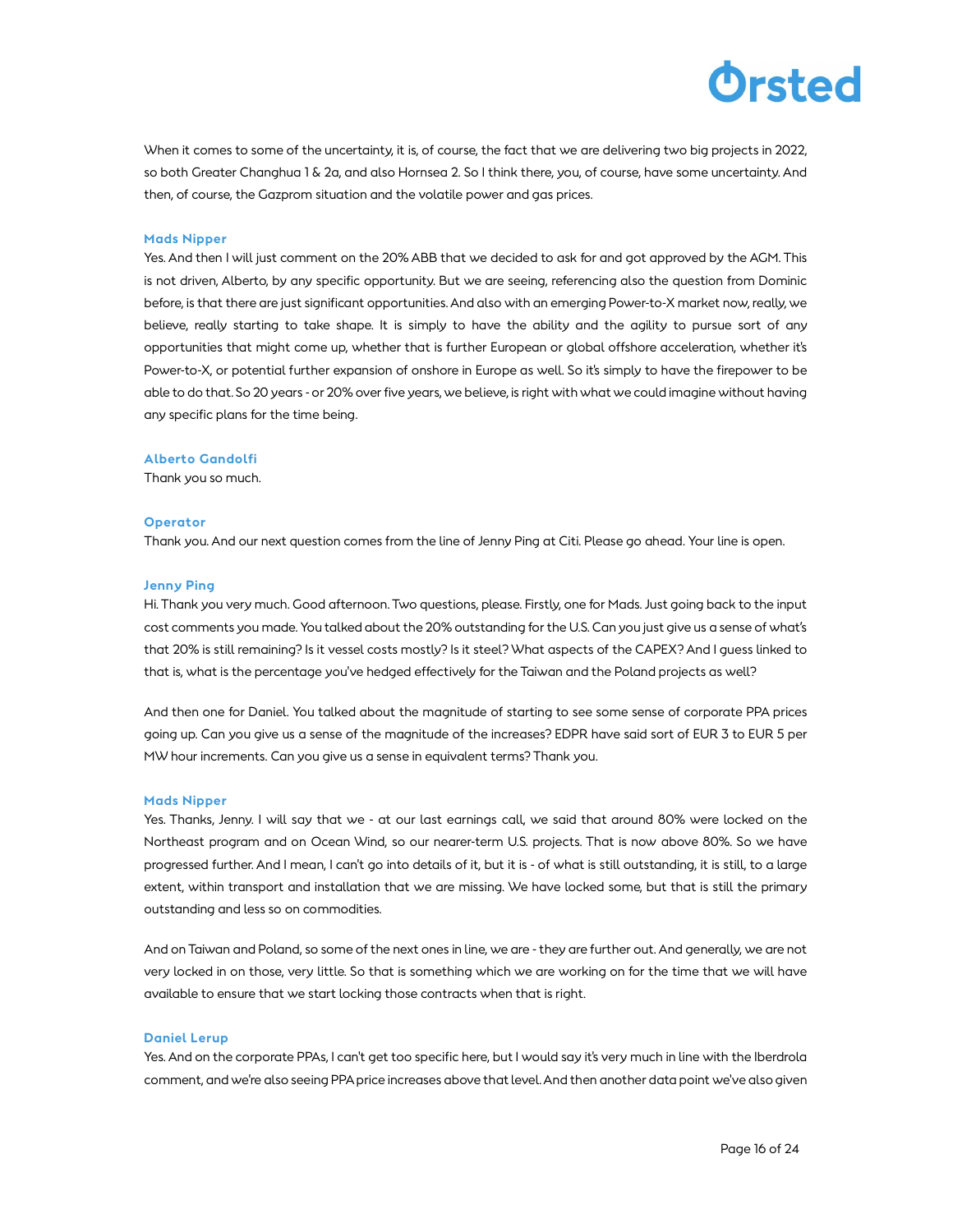When it comes to some of the uncertainty, it is, of course, the fact that we are delivering two big projects in 2022, so both Greater Changhua 1 & 2a, and also Hornsea 2. So I think there, you, of course, have some uncertainty. And then, of course, the Gazprom situation and the volatile power and gas prices.

**Mads Nipper**

Yes. And then I will just comment on the 20% ABB that we decided to ask for and got approved by the AGM. This is not driven, Alberto, by any specific opportunity. But we are seeing, referencing also the question from Dominic before, is that there are just significant opportunities. And also with an emerging Power-to-X market now, really, we believe, really starting to take shape. It is simply to have the ability and the agility to pursue sort of any opportunities that might come up, whether that is further European or global offshore acceleration, whether it's Power-to-X, or potential further expansion of onshore in Europe as well. So it's simply to have the firepower to be able to do that. So 20 years - or 20% over five years, we believe, is right with what we could imagine without having any specific plans for the time being.

**Alberto Gandolfi**

Thank you so much.

**Operator**

Thank you. And our next question comes from the line of Jenny Ping at Citi. Please go ahead. Your line is open.

**Jenny Ping**

Hi. Thank you very much. Good afternoon. Two questions, please. Firstly, one for Mads. Just going back to the input cost comments you made. You talked about the 20% outstanding for the U.S. Can you just give us a sense of what's that 20% is still remaining? Is it vessel costs mostly? Is it steel? What aspects of the CAPEX? And I guess linked to that is, what is the percentage you've hedged effectively for the Taiwan and the Poland projects as well?

And then one for Daniel. You talked about the magnitude of starting to see some sense of corporate PPA prices going up. Can you give us a sense of the magnitude of the increases? EDPR have said sort of EUR 3 to EUR 5 per MW hour increments. Can you give us a sense in equivalent terms? Thank you.

**Mads Nipper**

Yes. Thanks, Jenny. I will say that we - at our last earnings call, we said that around 80% were locked on the Northeast program and on Ocean Wind, so our nearer-term U.S. projects. That is now above 80%. So we have progressed further. And I mean, I can't go into details of it, but it is - of what is still outstanding, it is still, to a large extent, within transport and installation that we are missing. We have locked some, but that is still the primary outstanding and less so on commodities.

And on Taiwan and Poland, so some of the next ones in line, we are - they are further out. And generally, we are not very locked in on those, very little. So that is something which we are working on for the time that we will have available to ensure that we start locking those contracts when that is right.

**Daniel Lerup**

Yes. And on the corporate PPAs, I can't get too specific here, but I would say it's very much in line with the Iberdrola comment, and we're also seeing PPA price increases above that level. And then another data point we've also given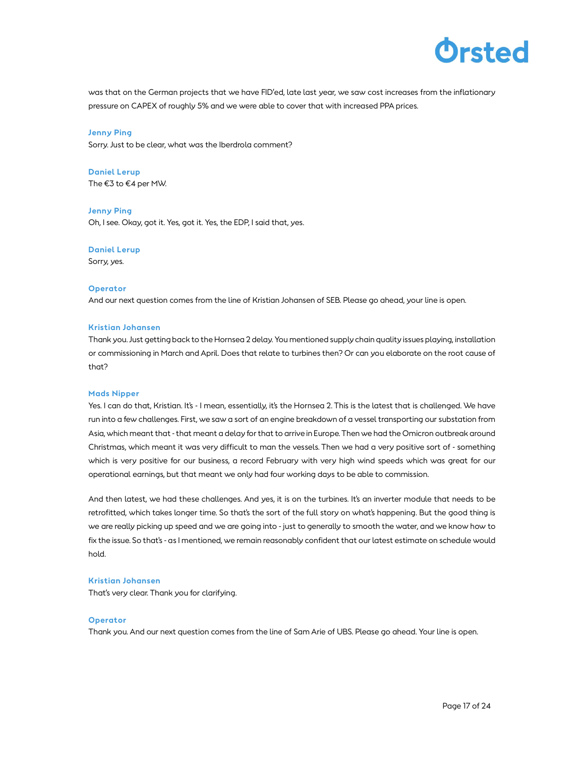was that on the German projects that we have FID'ed, late last year, we saw cost increases from the inflationary pressure on CAPEX of roughly 5% and we were able to cover that with increased PPA prices.

**Jenny Ping**
Sorry. Just to be clear, what was the Iberdrola comment?

**Daniel Lerup**
The €3 to €4 per MW.

**Jenny Ping**
Oh, I see. Okay, got it. Yes, got it. Yes, the EDP, I said that, yes.

**Daniel Lerup**
Sorry, yes.

**Operator**
And our next question comes from the line of Kristian Johansen of SEB. Please go ahead, your line is open.

**Kristian Johansen**
Thank you. Just getting back to the Hornsea 2 delay. You mentioned supply chain quality issues playing, installation or commissioning in March and April. Does that relate to turbines then? Or can you elaborate on the root cause of that?

**Mads Nipper**
Yes. I can do that, Kristian. It's - I mean, essentially, it's the Hornsea 2. This is the latest that is challenged. We have run into a few challenges. First, we saw a sort of an engine breakdown of a vessel transporting our substation from Asia, which meant that - that meant a delay for that to arrive in Europe. Then we had the Omicron outbreak around Christmas, which meant it was very difficult to man the vessels. Then we had a very positive sort of - something which is very positive for our business, a record February with very high wind speeds which was great for our operational earnings, but that meant we only had four working days to be able to commission.

And then latest, we had these challenges. And yes, it is on the turbines. It's an inverter module that needs to be retrofitted, which takes longer time. So that's the sort of the full story on what's happening. But the good thing is we are really picking up speed and we are going into - just to generally to smooth the water, and we know how to fix the issue. So that's - as I mentioned, we remain reasonably confident that our latest estimate on schedule would hold.

**Kristian Johansen**
That's very clear. Thank you for clarifying.

**Operator**
Thank you. And our next question comes from the line of Sam Arie of UBS. Please go ahead. Your line is open.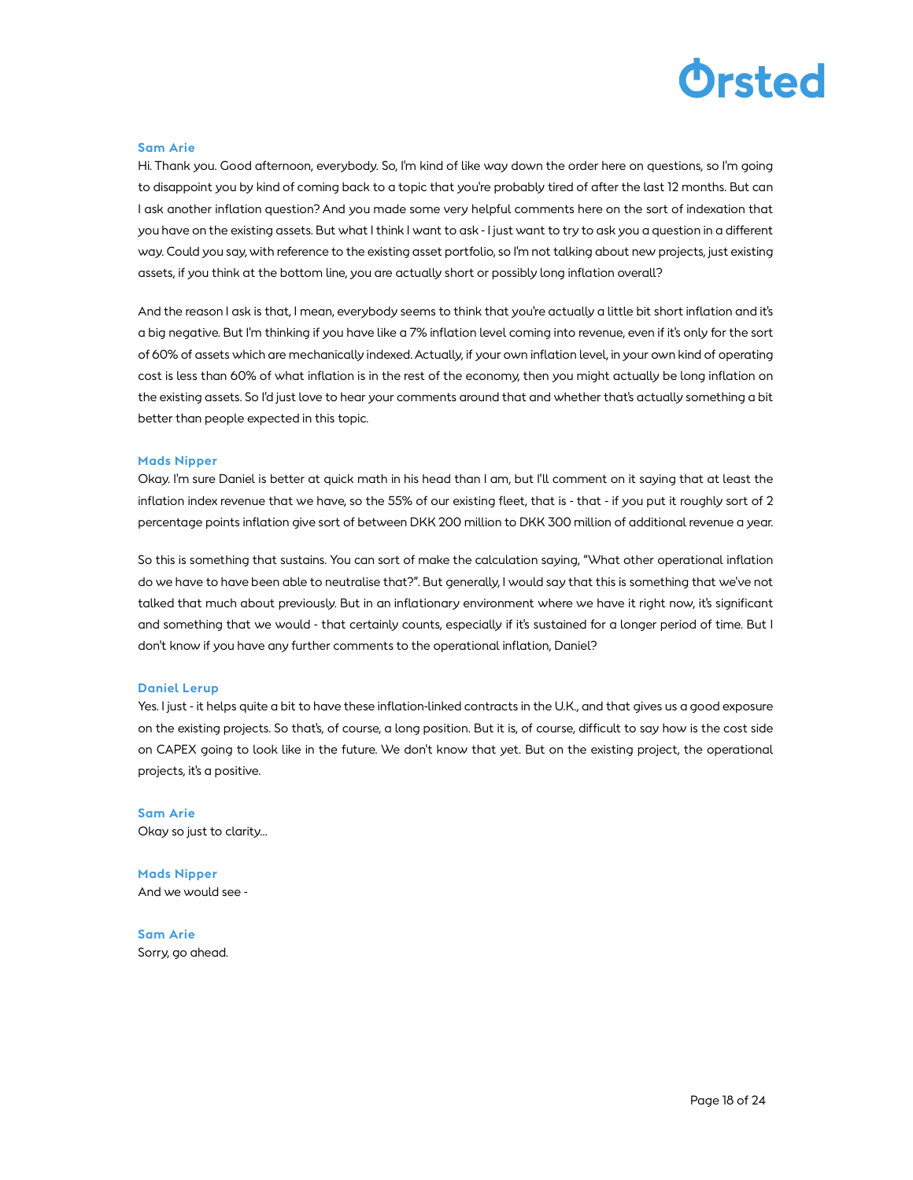**Sam Arie**

Hi. Thank you. Good afternoon, everybody. So, I'm kind of like way down the order here on questions, so I'm going to disappoint you by kind of coming back to a topic that you're probably tired of after the last 12 months. But can I ask another inflation question? And you made some very helpful comments here on the sort of indexation that you have on the existing assets. But what I think I want to ask - I just want to try to ask you a question in a different way. Could you say, with reference to the existing asset portfolio, so I'm not talking about new projects, just existing assets, if you think at the bottom line, you are actually short or possibly long inflation overall?

And the reason I ask is that, I mean, everybody seems to think that you're actually a little bit short inflation and it's a big negative. But I'm thinking if you have like a 7% inflation level coming into revenue, even if it's only for the sort of 60% of assets which are mechanically indexed. Actually, if your own inflation level, in your own kind of operating cost is less than 60% of what inflation is in the rest of the economy, then you might actually be long inflation on the existing assets. So I'd just love to hear your comments around that and whether that's actually something a bit better than people expected in this topic.

**Mads Nipper**

Okay. I'm sure Daniel is better at quick math in his head than I am, but I'll comment on it saying that at least the inflation index revenue that we have, so the 55% of our existing fleet, that is - that - if you put it roughly sort of 2 percentage points inflation give sort of between DKK 200 million to DKK 300 million of additional revenue a year.

So this is something that sustains. You can sort of make the calculation saying, "What other operational inflation do we have to have been able to neutralise that?". But generally, I would say that this is something that we've not talked that much about previously. But in an inflationary environment where we have it right now, it's significant and something that we would - that certainly counts, especially if it's sustained for a longer period of time. But I don't know if you have any further comments to the operational inflation, Daniel?

**Daniel Lerup**

Yes. I just - it helps quite a bit to have these inflation-linked contracts in the U.K., and that gives us a good exposure on the existing projects. So that's, of course, a long position. But it is, of course, difficult to say how is the cost side on CAPEX going to look like in the future. We don't know that yet. But on the existing project, the operational projects, it's a positive.

**Sam Arie**

Okay so just to clarity...

**Mads Nipper**

And we would see -

**Sam Arie**

Sorry, go ahead.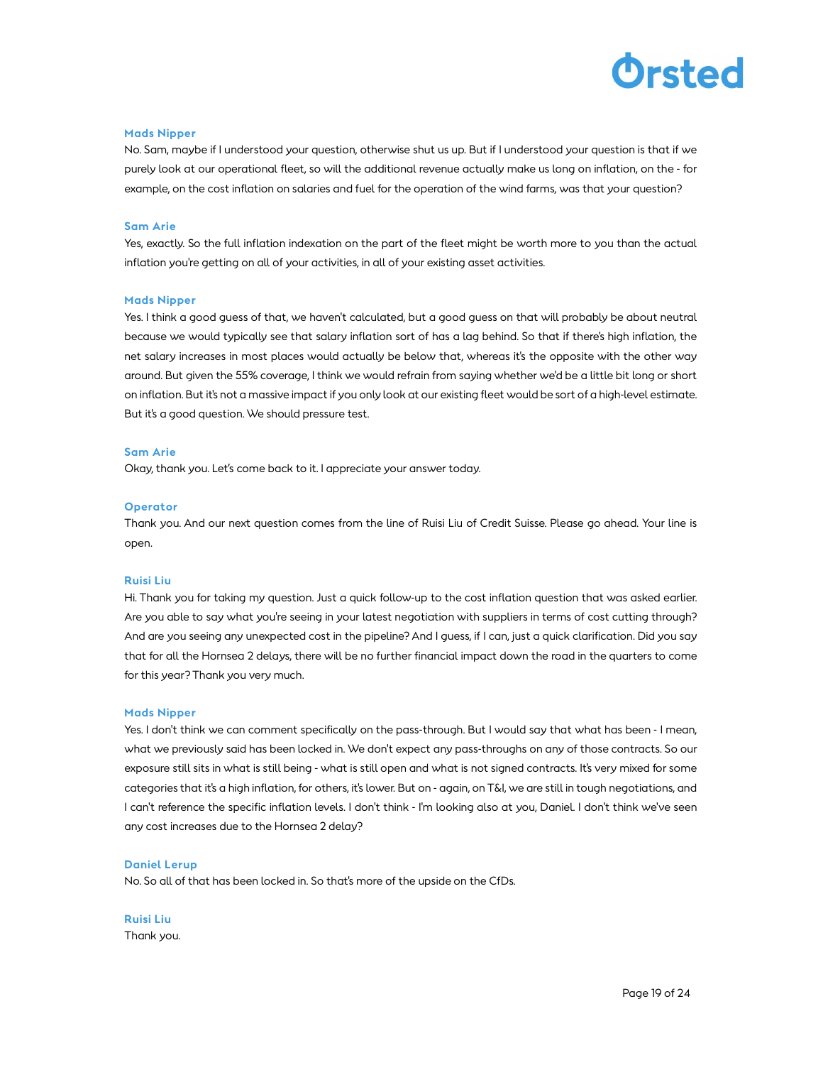**Mads Nipper**

No. Sam, maybe if I understood your question, otherwise shut us up. But if I understood your question is that if we purely look at our operational fleet, so will the additional revenue actually make us long on inflation, on the - for example, on the cost inflation on salaries and fuel for the operation of the wind farms, was that your question?

**Sam Arie**

Yes, exactly. So the full inflation indexation on the part of the fleet might be worth more to you than the actual inflation you're getting on all of your activities, in all of your existing asset activities.

**Mads Nipper**

Yes. I think a good guess of that, we haven't calculated, but a good guess on that will probably be about neutral because we would typically see that salary inflation sort of has a lag behind. So that if there's high inflation, the net salary increases in most places would actually be below that, whereas it's the opposite with the other way around. But given the 55% coverage, I think we would refrain from saying whether we'd be a little bit long or short on inflation. But it's not a massive impact if you only look at our existing fleet would be sort of a high-level estimate. But it's a good question. We should pressure test.

**Sam Arie**

Okay, thank you. Let's come back to it. I appreciate your answer today.

**Operator**

Thank you. And our next question comes from the line of Ruisi Liu of Credit Suisse. Please go ahead. Your line is open.

**Ruisi Liu**

Hi. Thank you for taking my question. Just a quick follow-up to the cost inflation question that was asked earlier. Are you able to say what you're seeing in your latest negotiation with suppliers in terms of cost cutting through? And are you seeing any unexpected cost in the pipeline? And I guess, if I can, just a quick clarification. Did you say that for all the Hornsea 2 delays, there will be no further financial impact down the road in the quarters to come for this year? Thank you very much.

**Mads Nipper**

Yes. I don't think we can comment specifically on the pass-through. But I would say that what has been - I mean, what we previously said has been locked in. We don't expect any pass-throughs on any of those contracts. So our exposure still sits in what is still being - what is still open and what is not signed contracts. It's very mixed for some categories that it's a high inflation, for others, it's lower. But on - again, on T&I, we are still in tough negotiations, and I can't reference the specific inflation levels. I don't think - I'm looking also at you, Daniel. I don't think we've seen any cost increases due to the Hornsea 2 delay?

**Daniel Lerup**

No. So all of that has been locked in. So that's more of the upside on the CfDs.

**Ruisi Liu**

Thank you.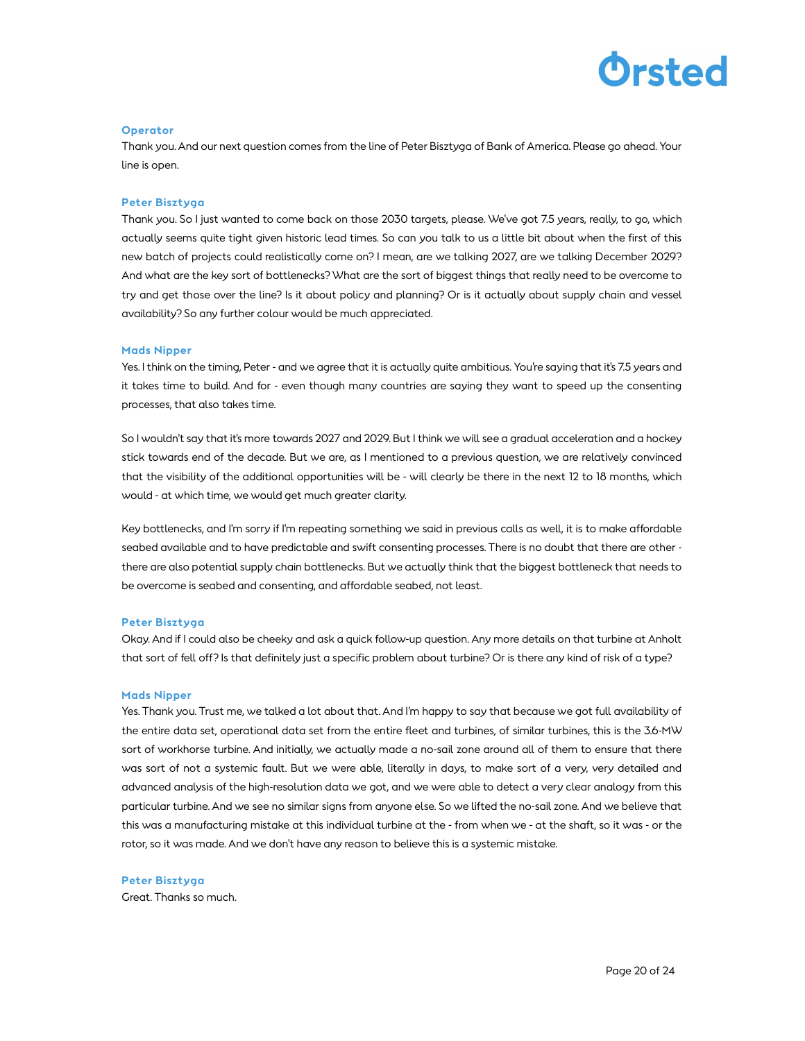**Operator**

Thank you. And our next question comes from the line of Peter Bisztyga of Bank of America. Please go ahead. Your line is open.

**Peter Bisztyga**

Thank you. So I just wanted to come back on those 2030 targets, please. We've got 7.5 years, really, to go, which actually seems quite tight given historic lead times. So can you talk to us a little bit about when the first of this new batch of projects could realistically come on? I mean, are we talking 2027, are we talking December 2029? And what are the key sort of bottlenecks? What are the sort of biggest things that really need to be overcome to try and get those over the line? Is it about policy and planning? Or is it actually about supply chain and vessel availability? So any further colour would be much appreciated.

**Mads Nipper**

Yes. I think on the timing, Peter - and we agree that it is actually quite ambitious. You're saying that it's 7.5 years and it takes time to build. And for - even though many countries are saying they want to speed up the consenting processes, that also takes time.

So I wouldn't say that it's more towards 2027 and 2029. But I think we will see a gradual acceleration and a hockey stick towards end of the decade. But we are, as I mentioned to a previous question, we are relatively convinced that the visibility of the additional opportunities will be - will clearly be there in the next 12 to 18 months, which would - at which time, we would get much greater clarity.

Key bottlenecks, and I'm sorry if I'm repeating something we said in previous calls as well, it is to make affordable seabed available and to have predictable and swift consenting processes. There is no doubt that there are other - there are also potential supply chain bottlenecks. But we actually think that the biggest bottleneck that needs to be overcome is seabed and consenting, and affordable seabed, not least.

**Peter Bisztyga**

Okay. And if I could also be cheeky and ask a quick follow-up question. Any more details on that turbine at Anholt that sort of fell off? Is that definitely just a specific problem about turbine? Or is there any kind of risk of a type?

**Mads Nipper**

Yes. Thank you. Trust me, we talked a lot about that. And I'm happy to say that because we got full availability of the entire data set, operational data set from the entire fleet and turbines, of similar turbines, this is the 3.6-MW sort of workhorse turbine. And initially, we actually made a no-sail zone around all of them to ensure that there was sort of not a systemic fault. But we were able, literally in days, to make sort of a very, very detailed and advanced analysis of the high-resolution data we got, and we were able to detect a very clear analogy from this particular turbine. And we see no similar signs from anyone else. So we lifted the no-sail zone. And we believe that this was a manufacturing mistake at this individual turbine at the - from when we - at the shaft, so it was - or the rotor, so it was made. And we don't have any reason to believe this is a systemic mistake.

**Peter Bisztyga**

Great. Thanks so much.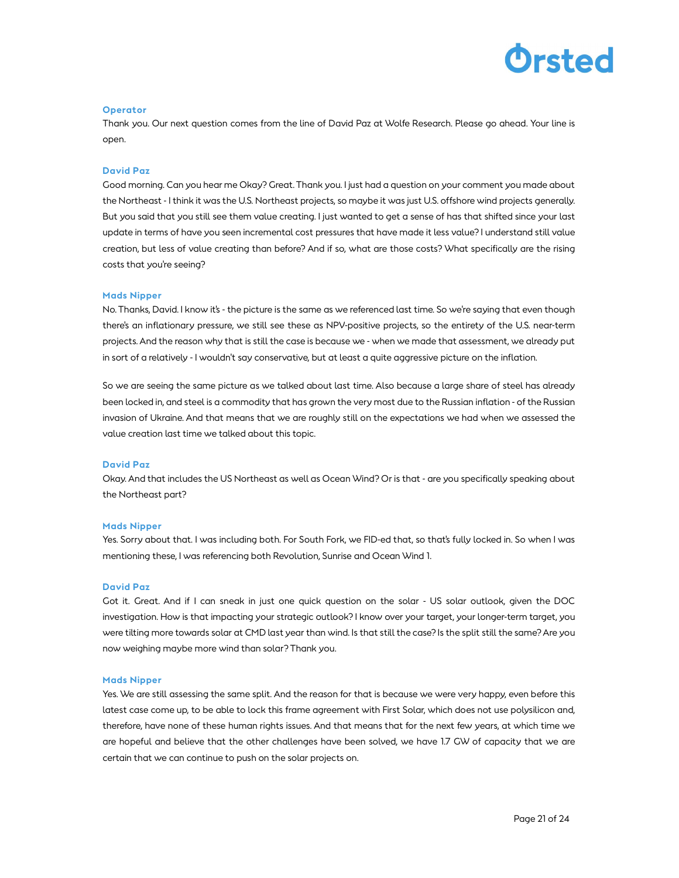**Operator**

Thank you. Our next question comes from the line of David Paz at Wolfe Research. Please go ahead. Your line is open.

**David Paz**

Good morning. Can you hear me Okay? Great. Thank you. I just had a question on your comment you made about the Northeast - I think it was the U.S. Northeast projects, so maybe it was just U.S. offshore wind projects generally. But you said that you still see them value creating. I just wanted to get a sense of has that shifted since your last update in terms of have you seen incremental cost pressures that have made it less value? I understand still value creation, but less of value creating than before? And if so, what are those costs? What specifically are the rising costs that you're seeing?

**Mads Nipper**

No. Thanks, David. I know it's - the picture is the same as we referenced last time. So we're saying that even though there's an inflationary pressure, we still see these as NPV-positive projects, so the entirety of the U.S. near-term projects. And the reason why that is still the case is because we - when we made that assessment, we already put in sort of a relatively - I wouldn't say conservative, but at least a quite aggressive picture on the inflation.

So we are seeing the same picture as we talked about last time. Also because a large share of steel has already been locked in, and steel is a commodity that has grown the very most due to the Russian inflation - of the Russian invasion of Ukraine. And that means that we are roughly still on the expectations we had when we assessed the value creation last time we talked about this topic.

**David Paz**

Okay. And that includes the US Northeast as well as Ocean Wind? Or is that - are you specifically speaking about the Northeast part?

**Mads Nipper**

Yes. Sorry about that. I was including both. For South Fork, we FID-ed that, so that's fully locked in. So when I was mentioning these, I was referencing both Revolution, Sunrise and Ocean Wind 1.

**David Paz**

Got it. Great. And if I can sneak in just one quick question on the solar - US solar outlook, given the DOC investigation. How is that impacting your strategic outlook? I know over your target, your longer-term target, you were tilting more towards solar at CMD last year than wind. Is that still the case? Is the split still the same? Are you now weighing maybe more wind than solar? Thank you.

**Mads Nipper**

Yes. We are still assessing the same split. And the reason for that is because we were very happy, even before this latest case come up, to be able to lock this frame agreement with First Solar, which does not use polysilicon and, therefore, have none of these human rights issues. And that means that for the next few years, at which time we are hopeful and believe that the other challenges have been solved, we have 1.7 GW of capacity that we are certain that we can continue to push on the solar projects on.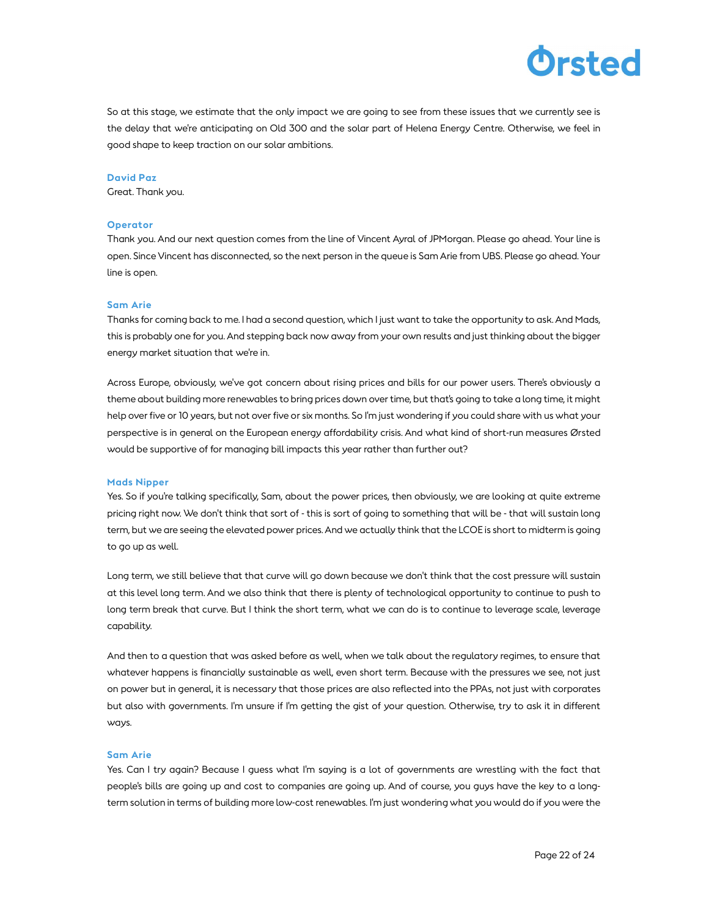So at this stage, we estimate that the only impact we are going to see from these issues that we currently see is the delay that we're anticipating on Old 300 and the solar part of Helena Energy Centre. Otherwise, we feel in good shape to keep traction on our solar ambitions.

**David Paz**
Great. Thank you.

**Operator**
Thank you. And our next question comes from the line of Vincent Ayral of JPMorgan. Please go ahead. Your line is open. Since Vincent has disconnected, so the next person in the queue is Sam Arie from UBS. Please go ahead. Your line is open.

**Sam Arie**
Thanks for coming back to me. I had a second question, which I just want to take the opportunity to ask. And Mads, this is probably one for you. And stepping back now away from your own results and just thinking about the bigger energy market situation that we're in.

Across Europe, obviously, we've got concern about rising prices and bills for our power users. There's obviously a theme about building more renewables to bring prices down over time, but that's going to take a long time, it might help over five or 10 years, but not over five or six months. So I'm just wondering if you could share with us what your perspective is in general on the European energy affordability crisis. And what kind of short-run measures Ørsted would be supportive of for managing bill impacts this year rather than further out?

**Mads Nipper**
Yes. So if you're talking specifically, Sam, about the power prices, then obviously, we are looking at quite extreme pricing right now. We don't think that sort of - this is sort of going to something that will be - that will sustain long term, but we are seeing the elevated power prices. And we actually think that the LCOE is short to midterm is going to go up as well.

Long term, we still believe that that curve will go down because we don't think that the cost pressure will sustain at this level long term. And we also think that there is plenty of technological opportunity to continue to push to long term break that curve. But I think the short term, what we can do is to continue to leverage scale, leverage capability.

And then to a question that was asked before as well, when we talk about the regulatory regimes, to ensure that whatever happens is financially sustainable as well, even short term. Because with the pressures we see, not just on power but in general, it is necessary that those prices are also reflected into the PPAs, not just with corporates but also with governments. I'm unsure if I'm getting the gist of your question. Otherwise, try to ask it in different ways.

**Sam Arie**
Yes. Can I try again? Because I guess what I'm saying is a lot of governments are wrestling with the fact that people's bills are going up and cost to companies are going up. And of course, you guys have the key to a long-term solution in terms of building more low-cost renewables. I'm just wondering what you would do if you were the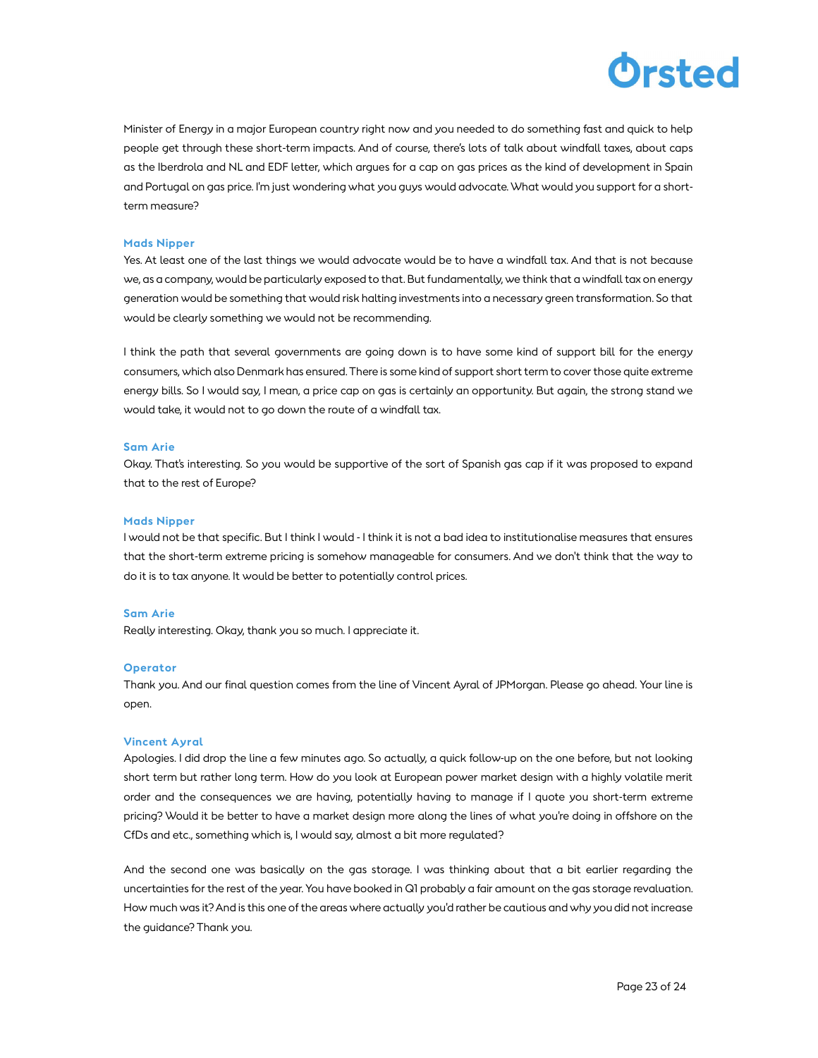Minister of Energy in a major European country right now and you needed to do something fast and quick to help people get through these short-term impacts. And of course, there's lots of talk about windfall taxes, about caps as the Iberdrola and NL and EDF letter, which argues for a cap on gas prices as the kind of development in Spain and Portugal on gas price. I'm just wondering what you guys would advocate. What would you support for a short-term measure?

**Mads Nipper**

Yes. At least one of the last things we would advocate would be to have a windfall tax. And that is not because we, as a company, would be particularly exposed to that. But fundamentally, we think that a windfall tax on energy generation would be something that would risk halting investments into a necessary green transformation. So that would be clearly something we would not be recommending.

I think the path that several governments are going down is to have some kind of support bill for the energy consumers, which also Denmark has ensured. There is some kind of support short term to cover those quite extreme energy bills. So I would say, I mean, a price cap on gas is certainly an opportunity. But again, the strong stand we would take, it would not to go down the route of a windfall tax.

**Sam Arie**

Okay. That's interesting. So you would be supportive of the sort of Spanish gas cap if it was proposed to expand that to the rest of Europe?

**Mads Nipper**

I would not be that specific. But I think I would - I think it is not a bad idea to institutionalise measures that ensures that the short-term extreme pricing is somehow manageable for consumers. And we don't think that the way to do it is to tax anyone. It would be better to potentially control prices.

**Sam Arie**

Really interesting. Okay, thank you so much. I appreciate it.

**Operator**

Thank you. And our final question comes from the line of Vincent Ayral of JPMorgan. Please go ahead. Your line is open.

**Vincent Ayral**

Apologies. I did drop the line a few minutes ago. So actually, a quick follow-up on the one before, but not looking short term but rather long term. How do you look at European power market design with a highly volatile merit order and the consequences we are having, potentially having to manage if I quote you short-term extreme pricing? Would it be better to have a market design more along the lines of what you're doing in offshore on the CfDs and etc., something which is, I would say, almost a bit more regulated?

And the second one was basically on the gas storage. I was thinking about that a bit earlier regarding the uncertainties for the rest of the year. You have booked in Q1 probably a fair amount on the gas storage revaluation. How much was it? And is this one of the areas where actually you'd rather be cautious and why you did not increase the guidance? Thank you.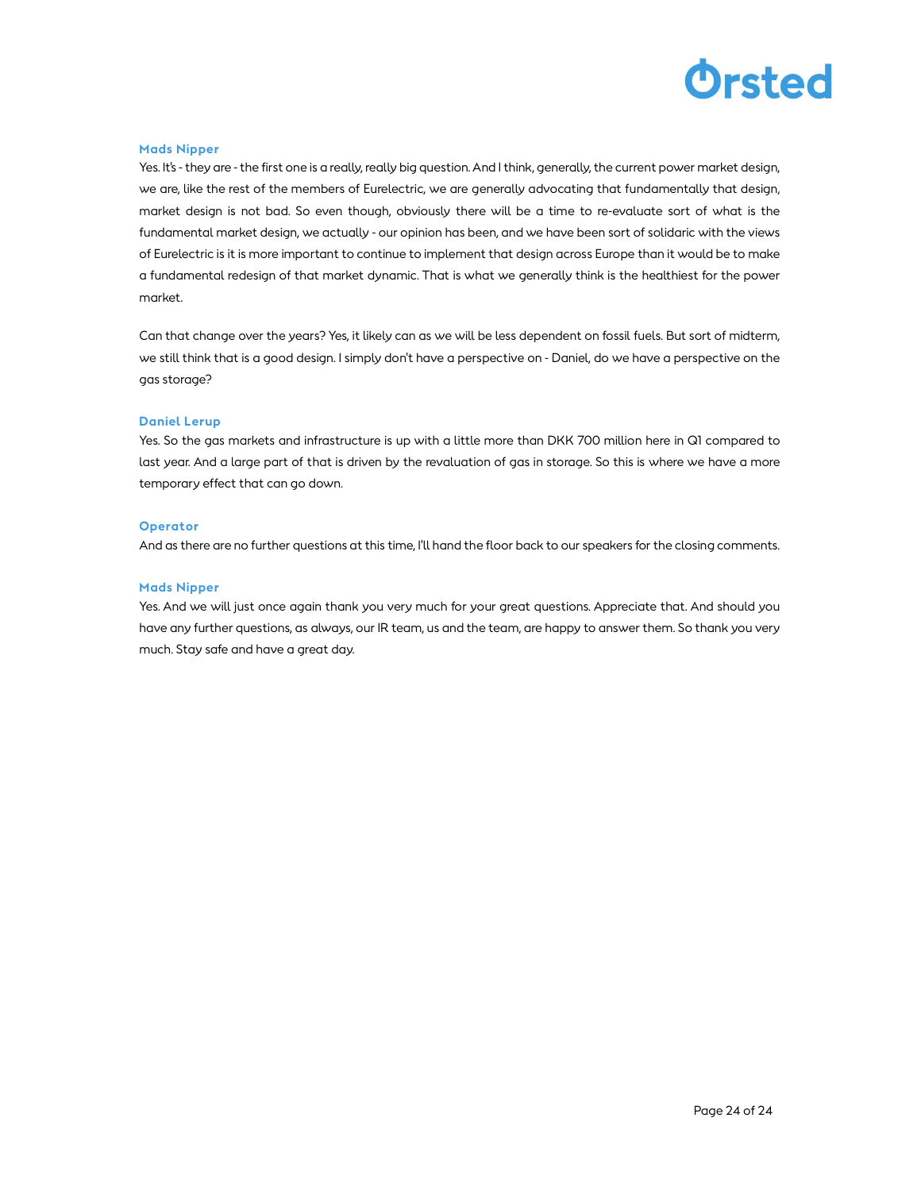**Mads Nipper**

Yes. It's - they are - the first one is a really, really big question. And I think, generally, the current power market design, we are, like the rest of the members of Eurelectric, we are generally advocating that fundamentally that design, market design is not bad. So even though, obviously there will be a time to re-evaluate sort of what is the fundamental market design, we actually - our opinion has been, and we have been sort of solidaric with the views of Eurelectric is it is more important to continue to implement that design across Europe than it would be to make a fundamental redesign of that market dynamic. That is what we generally think is the healthiest for the power market.

Can that change over the years? Yes, it likely can as we will be less dependent on fossil fuels. But sort of midterm, we still think that is a good design. I simply don't have a perspective on - Daniel, do we have a perspective on the gas storage?

**Daniel Lerup**

Yes. So the gas markets and infrastructure is up with a little more than DKK 700 million here in Q1 compared to last year. And a large part of that is driven by the revaluation of gas in storage. So this is where we have a more temporary effect that can go down.

**Operator**

And as there are no further questions at this time, I'll hand the floor back to our speakers for the closing comments.

**Mads Nipper**

Yes. And we will just once again thank you very much for your great questions. Appreciate that. And should you have any further questions, as always, our IR team, us and the team, are happy to answer them. So thank you very much. Stay safe and have a great day.